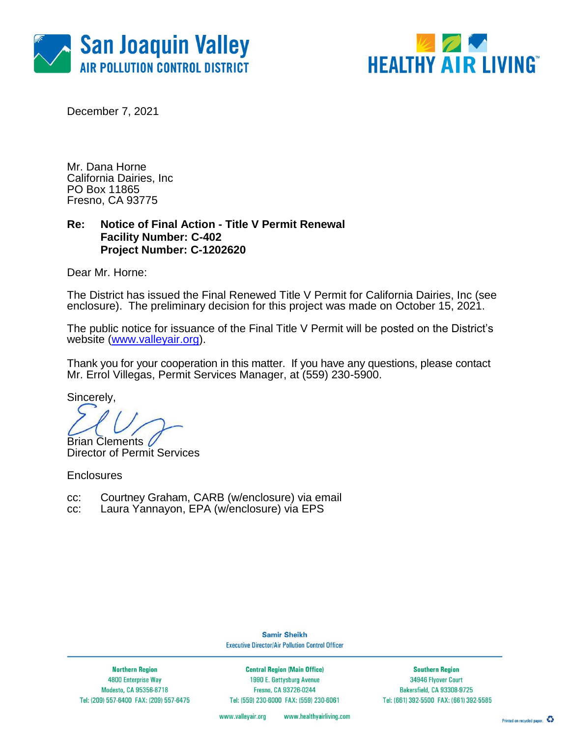San Joaquin Valley
AIR POLLUTION CONTROL DISTRICT

HEALTHY AIR LIVING

December 7, 2021

Mr. Dana Horne
California Dairies, Inc
PO Box 11865
Fresno, CA 93775

**Re: Notice of Final Action - Title V Permit Renewal**
**Facility Number: C-402**
**Project Number: C-1202620**

Dear Mr. Horne:

The District has issued the Final Renewed Title V Permit for California Dairies, Inc (see enclosure). The preliminary decision for this project was made on October 15, 2021.

The public notice for issuance of the Final Title V Permit will be posted on the District's website (www.valleyair.org).

Thank you for your cooperation in this matter. If you have any questions, please contact Mr. Errol Villegas, Permit Services Manager, at (559) 230-5900.

Sincerely,

Brian Clements
Director of Permit Services

Enclosures

cc: Courtney Graham, CARB (w/enclosure) via email
cc: Laura Yannayon, EPA (w/enclosure) via EPS

**Samir Sheikh**
Executive Director/Air Pollution Control Officer

| Northern Region | Central Region (Main Office) | Southern Region |
|---|---|---|
| 4800 Enterprise Way | 1990 E. Gettysburg Avenue | 34946 Flyover Court |
| Modesto, CA 95356-8718 | Fresno, CA 93726-0244 | Bakersfield, CA 93308-9725 |
| Tel: (209) 557-6400 FAX: (209) 557-6475 | Tel: (559) 230-6000 FAX: (559) 230-6061 | Tel: (661) 392-5500 FAX: (661) 392-5585 |

www.valleyair.org www.healthyairliving.com

Printed on recycled paper.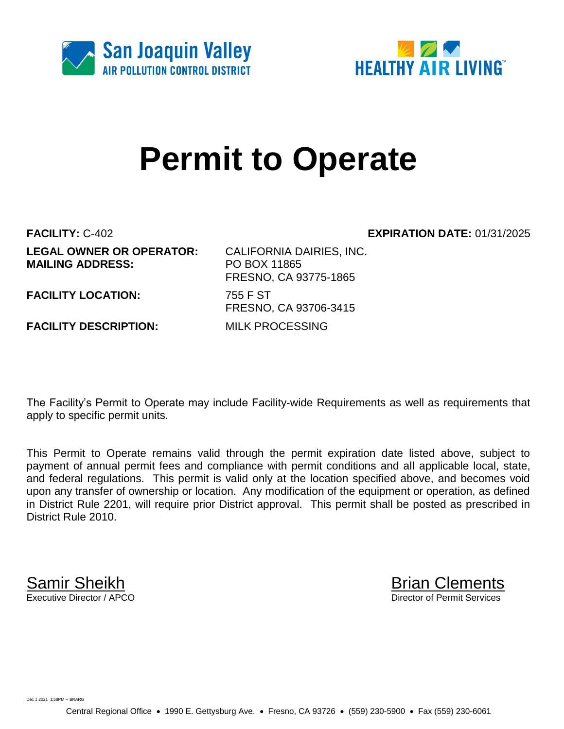San Joaquin Valley AIR POLLUTION CONTROL DISTRICT

HEALTHY AIR LIVING™

# Permit to Operate

**FACILITY:** C-402

**EXPIRATION DATE:** 01/31/2025

**LEGAL OWNER OR OPERATOR:** CALIFORNIA DAIRIES, INC.
**MAILING ADDRESS:** PO BOX 11865
FRESNO, CA 93775-1865

**FACILITY LOCATION:** 755 F ST
FRESNO, CA 93706-3415

**FACILITY DESCRIPTION:** MILK PROCESSING

The Facility's Permit to Operate may include Facility-wide Requirements as well as requirements that apply to specific permit units.

This Permit to Operate remains valid through the permit expiration date listed above, subject to payment of annual permit fees and compliance with permit conditions and all applicable local, state, and federal regulations. This permit is valid only at the location specified above, and becomes void upon any transfer of ownership or location. Any modification of the equipment or operation, as defined in District Rule 2201, will require prior District approval. This permit shall be posted as prescribed in District Rule 2010.

Samir Sheikh
Executive Director / APCO

Brian Clements
Director of Permit Services

Dec 1 2021 1:58PM -- BRARG

Central Regional Office • 1990 E. Gettysburg Ave. • Fresno, CA 93726 • (559) 230-5900 • Fax (559) 230-6061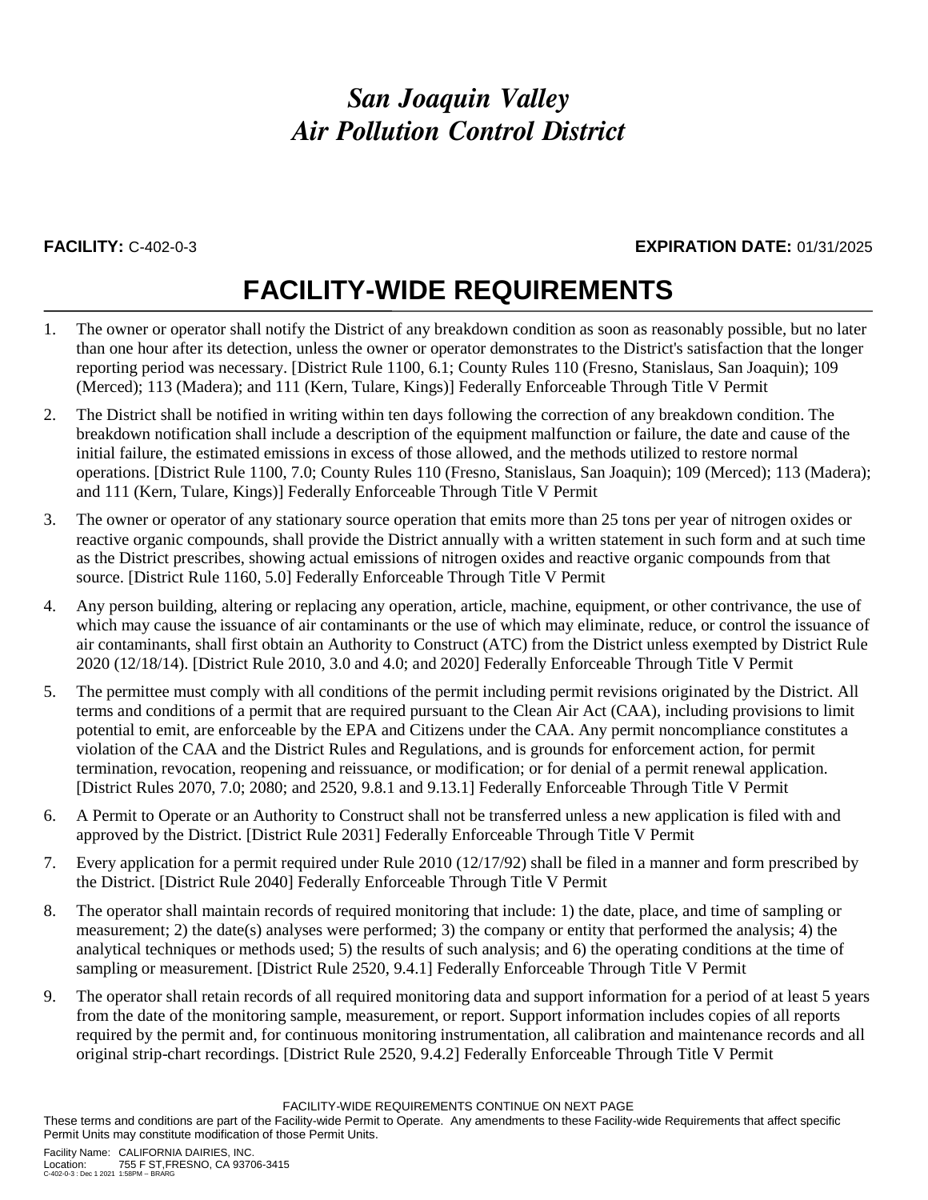# *San Joaquin Valley Air Pollution Control District*

**FACILITY:** C-402-0-3 **EXPIRATION DATE:** 01/31/2025

## FACILITY-WIDE REQUIREMENTS

1. The owner or operator shall notify the District of any breakdown condition as soon as reasonably possible, but no later than one hour after its detection, unless the owner or operator demonstrates to the District's satisfaction that the longer reporting period was necessary. [District Rule 1100, 6.1; County Rules 110 (Fresno, Stanislaus, San Joaquin); 109 (Merced); 113 (Madera); and 111 (Kern, Tulare, Kings)] Federally Enforceable Through Title V Permit

2. The District shall be notified in writing within ten days following the correction of any breakdown condition. The breakdown notification shall include a description of the equipment malfunction or failure, the date and cause of the initial failure, the estimated emissions in excess of those allowed, and the methods utilized to restore normal operations. [District Rule 1100, 7.0; County Rules 110 (Fresno, Stanislaus, San Joaquin); 109 (Merced); 113 (Madera); and 111 (Kern, Tulare, Kings)] Federally Enforceable Through Title V Permit

3. The owner or operator of any stationary source operation that emits more than 25 tons per year of nitrogen oxides or reactive organic compounds, shall provide the District annually with a written statement in such form and at such time as the District prescribes, showing actual emissions of nitrogen oxides and reactive organic compounds from that source. [District Rule 1160, 5.0] Federally Enforceable Through Title V Permit

4. Any person building, altering or replacing any operation, article, machine, equipment, or other contrivance, the use of which may cause the issuance of air contaminants or the use of which may eliminate, reduce, or control the issuance of air contaminants, shall first obtain an Authority to Construct (ATC) from the District unless exempted by District Rule 2020 (12/18/14). [District Rule 2010, 3.0 and 4.0; and 2020] Federally Enforceable Through Title V Permit

5. The permittee must comply with all conditions of the permit including permit revisions originated by the District. All terms and conditions of a permit that are required pursuant to the Clean Air Act (CAA), including provisions to limit potential to emit, are enforceable by the EPA and Citizens under the CAA. Any permit noncompliance constitutes a violation of the CAA and the District Rules and Regulations, and is grounds for enforcement action, for permit termination, revocation, reopening and reissuance, or modification; or for denial of a permit renewal application. [District Rules 2070, 7.0; 2080; and 2520, 9.8.1 and 9.13.1] Federally Enforceable Through Title V Permit

6. A Permit to Operate or an Authority to Construct shall not be transferred unless a new application is filed with and approved by the District. [District Rule 2031] Federally Enforceable Through Title V Permit

7. Every application for a permit required under Rule 2010 (12/17/92) shall be filed in a manner and form prescribed by the District. [District Rule 2040] Federally Enforceable Through Title V Permit

8. The operator shall maintain records of required monitoring that include: 1) the date, place, and time of sampling or measurement; 2) the date(s) analyses were performed; 3) the company or entity that performed the analysis; 4) the analytical techniques or methods used; 5) the results of such analysis; and 6) the operating conditions at the time of sampling or measurement. [District Rule 2520, 9.4.1] Federally Enforceable Through Title V Permit

9. The operator shall retain records of all required monitoring data and support information for a period of at least 5 years from the date of the monitoring sample, measurement, or report. Support information includes copies of all reports required by the permit and, for continuous monitoring instrumentation, all calibration and maintenance records and all original strip-chart recordings. [District Rule 2520, 9.4.2] Federally Enforceable Through Title V Permit

FACILITY-WIDE REQUIREMENTS CONTINUE ON NEXT PAGE

These terms and conditions are part of the Facility-wide Permit to Operate. Any amendments to these Facility-wide Requirements that affect specific Permit Units may constitute modification of those Permit Units.

Facility Name: CALIFORNIA DAIRIES, INC.
Location: 755 F ST,FRESNO, CA 93706-3415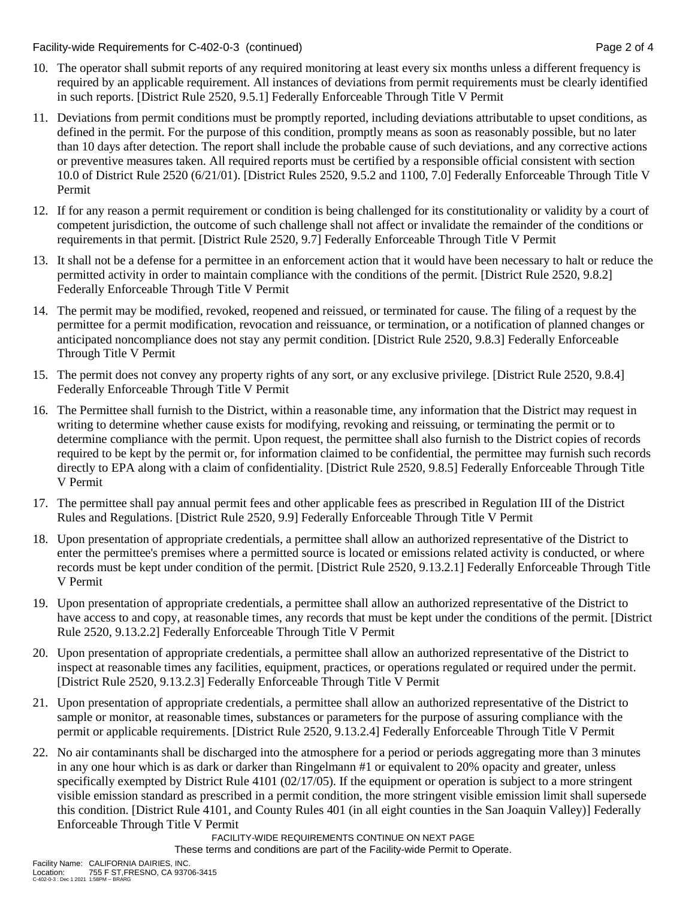10. The operator shall submit reports of any required monitoring at least every six months unless a different frequency is required by an applicable requirement. All instances of deviations from permit requirements must be clearly identified in such reports. [District Rule 2520, 9.5.1] Federally Enforceable Through Title V Permit

11. Deviations from permit conditions must be promptly reported, including deviations attributable to upset conditions, as defined in the permit. For the purpose of this condition, promptly means as soon as reasonably possible, but no later than 10 days after detection. The report shall include the probable cause of such deviations, and any corrective actions or preventive measures taken. All required reports must be certified by a responsible official consistent with section 10.0 of District Rule 2520 (6/21/01). [District Rules 2520, 9.5.2 and 1100, 7.0] Federally Enforceable Through Title V Permit

12. If for any reason a permit requirement or condition is being challenged for its constitutionality or validity by a court of competent jurisdiction, the outcome of such challenge shall not affect or invalidate the remainder of the conditions or requirements in that permit. [District Rule 2520, 9.7] Federally Enforceable Through Title V Permit

13. It shall not be a defense for a permittee in an enforcement action that it would have been necessary to halt or reduce the permitted activity in order to maintain compliance with the conditions of the permit. [District Rule 2520, 9.8.2] Federally Enforceable Through Title V Permit

14. The permit may be modified, revoked, reopened and reissued, or terminated for cause. The filing of a request by the permittee for a permit modification, revocation and reissuance, or termination, or a notification of planned changes or anticipated noncompliance does not stay any permit condition. [District Rule 2520, 9.8.3] Federally Enforceable Through Title V Permit

15. The permit does not convey any property rights of any sort, or any exclusive privilege. [District Rule 2520, 9.8.4] Federally Enforceable Through Title V Permit

16. The Permittee shall furnish to the District, within a reasonable time, any information that the District may request in writing to determine whether cause exists for modifying, revoking and reissuing, or terminating the permit or to determine compliance with the permit. Upon request, the permittee shall also furnish to the District copies of records required to be kept by the permit or, for information claimed to be confidential, the permittee may furnish such records directly to EPA along with a claim of confidentiality. [District Rule 2520, 9.8.5] Federally Enforceable Through Title V Permit

17. The permittee shall pay annual permit fees and other applicable fees as prescribed in Regulation III of the District Rules and Regulations. [District Rule 2520, 9.9] Federally Enforceable Through Title V Permit

18. Upon presentation of appropriate credentials, a permittee shall allow an authorized representative of the District to enter the permittee's premises where a permitted source is located or emissions related activity is conducted, or where records must be kept under condition of the permit. [District Rule 2520, 9.13.2.1] Federally Enforceable Through Title V Permit

19. Upon presentation of appropriate credentials, a permittee shall allow an authorized representative of the District to have access to and copy, at reasonable times, any records that must be kept under the conditions of the permit. [District Rule 2520, 9.13.2.2] Federally Enforceable Through Title V Permit

20. Upon presentation of appropriate credentials, a permittee shall allow an authorized representative of the District to inspect at reasonable times any facilities, equipment, practices, or operations regulated or required under the permit. [District Rule 2520, 9.13.2.3] Federally Enforceable Through Title V Permit

21. Upon presentation of appropriate credentials, a permittee shall allow an authorized representative of the District to sample or monitor, at reasonable times, substances or parameters for the purpose of assuring compliance with the permit or applicable requirements. [District Rule 2520, 9.13.2.4] Federally Enforceable Through Title V Permit

22. No air contaminants shall be discharged into the atmosphere for a period or periods aggregating more than 3 minutes in any one hour which is as dark or darker than Ringelmann #1 or equivalent to 20% opacity and greater, unless specifically exempted by District Rule 4101 (02/17/05). If the equipment or operation is subject to a more stringent visible emission standard as prescribed in a permit condition, the more stringent visible emission limit shall supersede this condition. [District Rule 4101, and County Rules 401 (in all eight counties in the San Joaquin Valley)] Federally Enforceable Through Title V Permit

FACILITY-WIDE REQUIREMENTS CONTINUE ON NEXT PAGE

These terms and conditions are part of the Facility-wide Permit to Operate.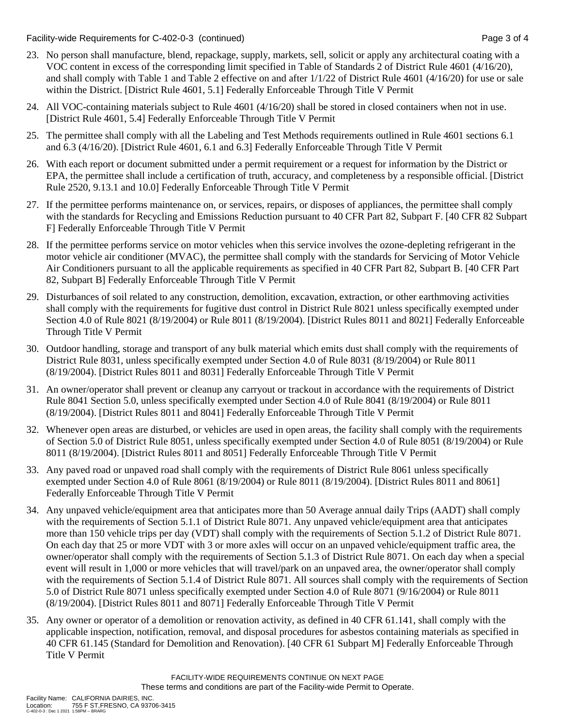23. No person shall manufacture, blend, repackage, supply, markets, sell, solicit or apply any architectural coating with a VOC content in excess of the corresponding limit specified in Table of Standards 2 of District Rule 4601 (4/16/20), and shall comply with Table 1 and Table 2 effective on and after 1/1/22 of District Rule 4601 (4/16/20) for use or sale within the District. [District Rule 4601, 5.1] Federally Enforceable Through Title V Permit

24. All VOC-containing materials subject to Rule 4601 (4/16/20) shall be stored in closed containers when not in use. [District Rule 4601, 5.4] Federally Enforceable Through Title V Permit

25. The permittee shall comply with all the Labeling and Test Methods requirements outlined in Rule 4601 sections 6.1 and 6.3 (4/16/20). [District Rule 4601, 6.1 and 6.3] Federally Enforceable Through Title V Permit

26. With each report or document submitted under a permit requirement or a request for information by the District or EPA, the permittee shall include a certification of truth, accuracy, and completeness by a responsible official. [District Rule 2520, 9.13.1 and 10.0] Federally Enforceable Through Title V Permit

27. If the permittee performs maintenance on, or services, repairs, or disposes of appliances, the permittee shall comply with the standards for Recycling and Emissions Reduction pursuant to 40 CFR Part 82, Subpart F. [40 CFR 82 Subpart F] Federally Enforceable Through Title V Permit

28. If the permittee performs service on motor vehicles when this service involves the ozone-depleting refrigerant in the motor vehicle air conditioner (MVAC), the permittee shall comply with the standards for Servicing of Motor Vehicle Air Conditioners pursuant to all the applicable requirements as specified in 40 CFR Part 82, Subpart B. [40 CFR Part 82, Subpart B] Federally Enforceable Through Title V Permit

29. Disturbances of soil related to any construction, demolition, excavation, extraction, or other earthmoving activities shall comply with the requirements for fugitive dust control in District Rule 8021 unless specifically exempted under Section 4.0 of Rule 8021 (8/19/2004) or Rule 8011 (8/19/2004). [District Rules 8011 and 8021] Federally Enforceable Through Title V Permit

30. Outdoor handling, storage and transport of any bulk material which emits dust shall comply with the requirements of District Rule 8031, unless specifically exempted under Section 4.0 of Rule 8031 (8/19/2004) or Rule 8011 (8/19/2004). [District Rules 8011 and 8031] Federally Enforceable Through Title V Permit

31. An owner/operator shall prevent or cleanup any carryout or trackout in accordance with the requirements of District Rule 8041 Section 5.0, unless specifically exempted under Section 4.0 of Rule 8041 (8/19/2004) or Rule 8011 (8/19/2004). [District Rules 8011 and 8041] Federally Enforceable Through Title V Permit

32. Whenever open areas are disturbed, or vehicles are used in open areas, the facility shall comply with the requirements of Section 5.0 of District Rule 8051, unless specifically exempted under Section 4.0 of Rule 8051 (8/19/2004) or Rule 8011 (8/19/2004). [District Rules 8011 and 8051] Federally Enforceable Through Title V Permit

33. Any paved road or unpaved road shall comply with the requirements of District Rule 8061 unless specifically exempted under Section 4.0 of Rule 8061 (8/19/2004) or Rule 8011 (8/19/2004). [District Rules 8011 and 8061] Federally Enforceable Through Title V Permit

34. Any unpaved vehicle/equipment area that anticipates more than 50 Average annual daily Trips (AADT) shall comply with the requirements of Section 5.1.1 of District Rule 8071. Any unpaved vehicle/equipment area that anticipates more than 150 vehicle trips per day (VDT) shall comply with the requirements of Section 5.1.2 of District Rule 8071. On each day that 25 or more VDT with 3 or more axles will occur on an unpaved vehicle/equipment traffic area, the owner/operator shall comply with the requirements of Section 5.1.3 of District Rule 8071. On each day when a special event will result in 1,000 or more vehicles that will travel/park on an unpaved area, the owner/operator shall comply with the requirements of Section 5.1.4 of District Rule 8071. All sources shall comply with the requirements of Section 5.0 of District Rule 8071 unless specifically exempted under Section 4.0 of Rule 8071 (9/16/2004) or Rule 8011 (8/19/2004). [District Rules 8011 and 8071] Federally Enforceable Through Title V Permit

35. Any owner or operator of a demolition or renovation activity, as defined in 40 CFR 61.141, shall comply with the applicable inspection, notification, removal, and disposal procedures for asbestos containing materials as specified in 40 CFR 61.145 (Standard for Demolition and Renovation). [40 CFR 61 Subpart M] Federally Enforceable Through Title V Permit

FACILITY-WIDE REQUIREMENTS CONTINUE ON NEXT PAGE

These terms and conditions are part of the Facility-wide Permit to Operate.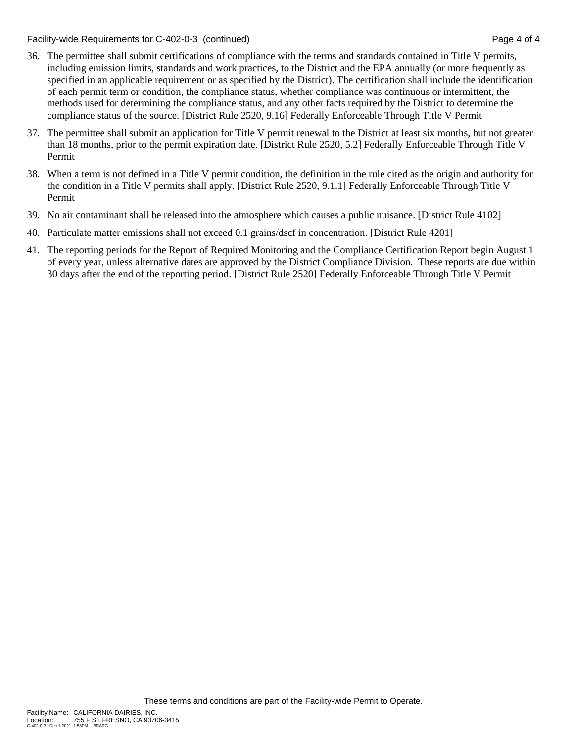36. The permittee shall submit certifications of compliance with the terms and standards contained in Title V permits, including emission limits, standards and work practices, to the District and the EPA annually (or more frequently as specified in an applicable requirement or as specified by the District). The certification shall include the identification of each permit term or condition, the compliance status, whether compliance was continuous or intermittent, the methods used for determining the compliance status, and any other facts required by the District to determine the compliance status of the source. [District Rule 2520, 9.16] Federally Enforceable Through Title V Permit

37. The permittee shall submit an application for Title V permit renewal to the District at least six months, but not greater than 18 months, prior to the permit expiration date. [District Rule 2520, 5.2] Federally Enforceable Through Title V Permit

38. When a term is not defined in a Title V permit condition, the definition in the rule cited as the origin and authority for the condition in a Title V permits shall apply. [District Rule 2520, 9.1.1] Federally Enforceable Through Title V Permit

39. No air contaminant shall be released into the atmosphere which causes a public nuisance. [District Rule 4102]

40. Particulate matter emissions shall not exceed 0.1 grains/dscf in concentration. [District Rule 4201]

41. The reporting periods for the Report of Required Monitoring and the Compliance Certification Report begin August 1 of every year, unless alternative dates are approved by the District Compliance Division. These reports are due within 30 days after the end of the reporting period. [District Rule 2520] Federally Enforceable Through Title V Permit

These terms and conditions are part of the Facility-wide Permit to Operate.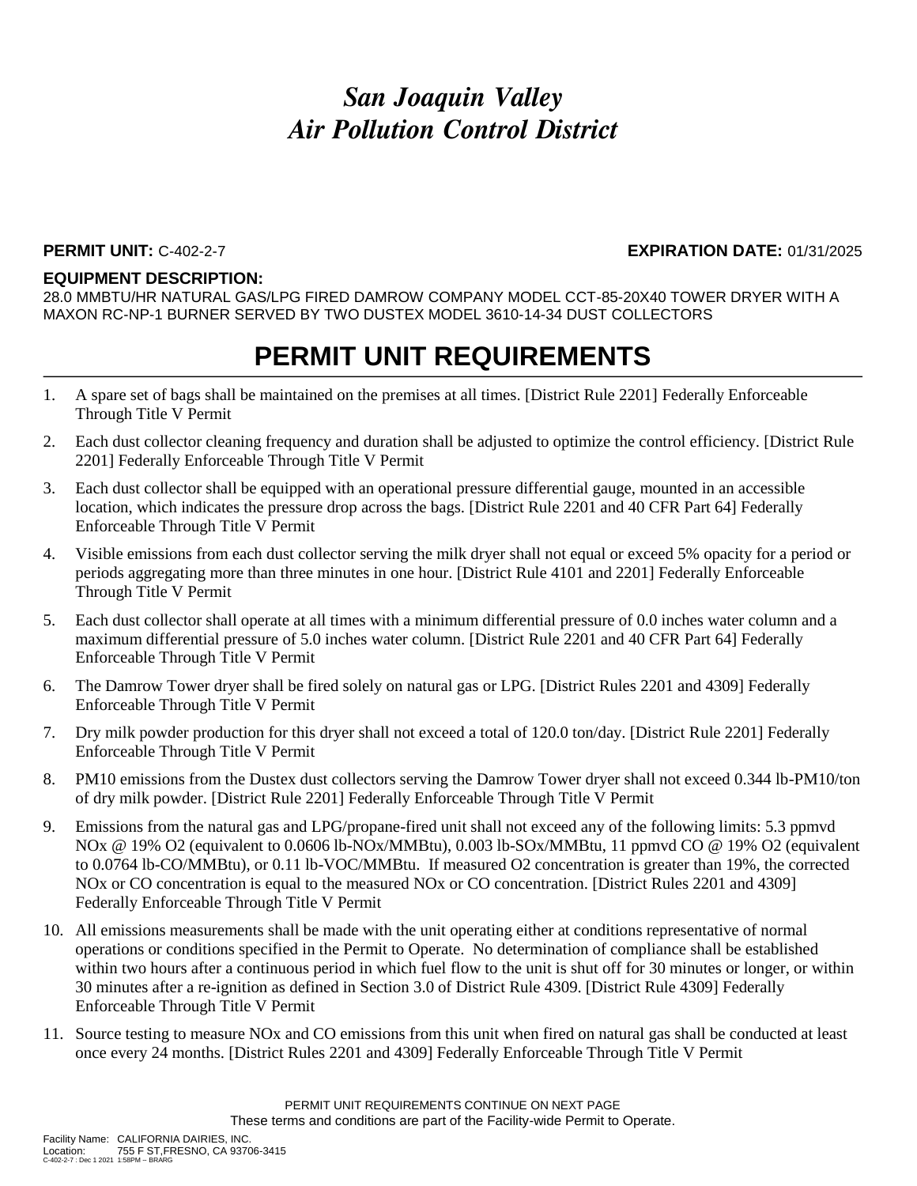# *San Joaquin Valley Air Pollution Control District*

**PERMIT UNIT:** C-402-2-7 **EXPIRATION DATE:** 01/31/2025

**EQUIPMENT DESCRIPTION:**

28.0 MMBTU/HR NATURAL GAS/LPG FIRED DAMROW COMPANY MODEL CCT-85-20X40 TOWER DRYER WITH A MAXON RC-NP-1 BURNER SERVED BY TWO DUSTEX MODEL 3610-14-34 DUST COLLECTORS

## PERMIT UNIT REQUIREMENTS

1. A spare set of bags shall be maintained on the premises at all times. [District Rule 2201] Federally Enforceable Through Title V Permit
2. Each dust collector cleaning frequency and duration shall be adjusted to optimize the control efficiency. [District Rule 2201] Federally Enforceable Through Title V Permit
3. Each dust collector shall be equipped with an operational pressure differential gauge, mounted in an accessible location, which indicates the pressure drop across the bags. [District Rule 2201 and 40 CFR Part 64] Federally Enforceable Through Title V Permit
4. Visible emissions from each dust collector serving the milk dryer shall not equal or exceed 5% opacity for a period or periods aggregating more than three minutes in one hour. [District Rule 4101 and 2201] Federally Enforceable Through Title V Permit
5. Each dust collector shall operate at all times with a minimum differential pressure of 0.0 inches water column and a maximum differential pressure of 5.0 inches water column. [District Rule 2201 and 40 CFR Part 64] Federally Enforceable Through Title V Permit
6. The Damrow Tower dryer shall be fired solely on natural gas or LPG. [District Rules 2201 and 4309] Federally Enforceable Through Title V Permit
7. Dry milk powder production for this dryer shall not exceed a total of 120.0 ton/day. [District Rule 2201] Federally Enforceable Through Title V Permit
8. PM10 emissions from the Dustex dust collectors serving the Damrow Tower dryer shall not exceed 0.344 lb-PM10/ton of dry milk powder. [District Rule 2201] Federally Enforceable Through Title V Permit
9. Emissions from the natural gas and LPG/propane-fired unit shall not exceed any of the following limits: 5.3 ppmvd NOx @ 19% O2 (equivalent to 0.0606 lb-NOx/MMBtu), 0.003 lb-SOx/MMBtu, 11 ppmvd CO @ 19% O2 (equivalent to 0.0764 lb-CO/MMBtu), or 0.11 lb-VOC/MMBtu. If measured O2 concentration is greater than 19%, the corrected NOx or CO concentration is equal to the measured NOx or CO concentration. [District Rules 2201 and 4309] Federally Enforceable Through Title V Permit
10. All emissions measurements shall be made with the unit operating either at conditions representative of normal operations or conditions specified in the Permit to Operate. No determination of compliance shall be established within two hours after a continuous period in which fuel flow to the unit is shut off for 30 minutes or longer, or within 30 minutes after a re-ignition as defined in Section 3.0 of District Rule 4309. [District Rule 4309] Federally Enforceable Through Title V Permit
11. Source testing to measure NOx and CO emissions from this unit when fired on natural gas shall be conducted at least once every 24 months. [District Rules 2201 and 4309] Federally Enforceable Through Title V Permit

PERMIT UNIT REQUIREMENTS CONTINUE ON NEXT PAGE

These terms and conditions are part of the Facility-wide Permit to Operate.

Facility Name: CALIFORNIA DAIRIES, INC.
Location: 755 F ST,FRESNO, CA 93706-3415
C-402-2-7 : Dec 1 2021 1:58PM -- BRARG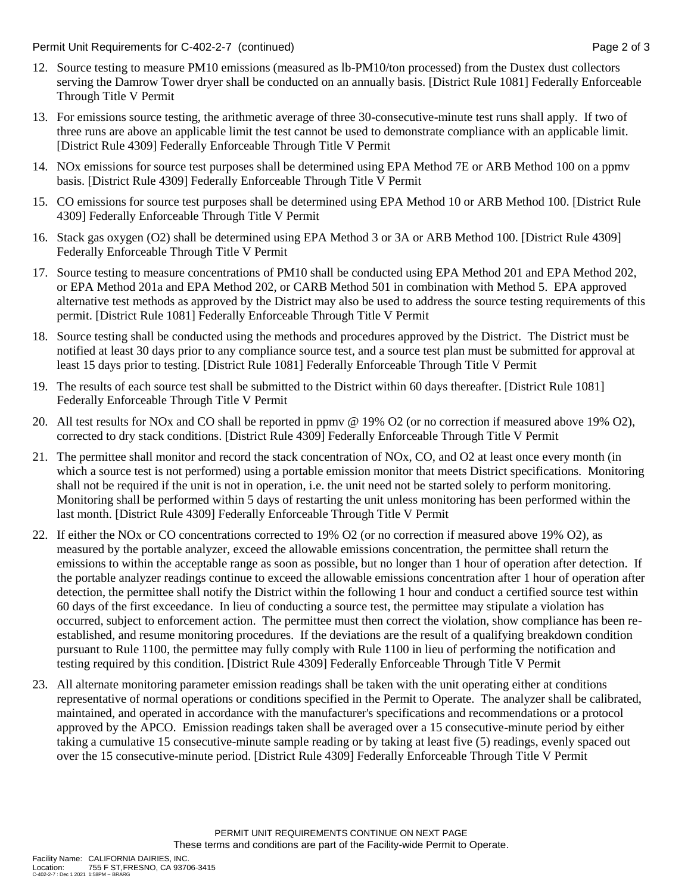12. Source testing to measure PM10 emissions (measured as lb-PM10/ton processed) from the Dustex dust collectors serving the Damrow Tower dryer shall be conducted on an annually basis. [District Rule 1081] Federally Enforceable Through Title V Permit

13. For emissions source testing, the arithmetic average of three 30-consecutive-minute test runs shall apply. If two of three runs are above an applicable limit the test cannot be used to demonstrate compliance with an applicable limit. [District Rule 4309] Federally Enforceable Through Title V Permit

14. NOx emissions for source test purposes shall be determined using EPA Method 7E or ARB Method 100 on a ppmv basis. [District Rule 4309] Federally Enforceable Through Title V Permit

15. CO emissions for source test purposes shall be determined using EPA Method 10 or ARB Method 100. [District Rule 4309] Federally Enforceable Through Title V Permit

16. Stack gas oxygen ($O_2$) shall be determined using EPA Method 3 or 3A or ARB Method 100. [District Rule 4309] Federally Enforceable Through Title V Permit

17. Source testing to measure concentrations of PM10 shall be conducted using EPA Method 201 and EPA Method 202, or EPA Method 201a and EPA Method 202, or CARB Method 501 in combination with Method 5. EPA approved alternative test methods as approved by the District may also be used to address the source testing requirements of this permit. [District Rule 1081] Federally Enforceable Through Title V Permit

18. Source testing shall be conducted using the methods and procedures approved by the District. The District must be notified at least 30 days prior to any compliance source test, and a source test plan must be submitted for approval at least 15 days prior to testing. [District Rule 1081] Federally Enforceable Through Title V Permit

19. The results of each source test shall be submitted to the District within 60 days thereafter. [District Rule 1081] Federally Enforceable Through Title V Permit

20. All test results for NOx and CO shall be reported in ppmv @ 19% O2 (or no correction if measured above 19% O2), corrected to dry stack conditions. [District Rule 4309] Federally Enforceable Through Title V Permit

21. The permittee shall monitor and record the stack concentration of NOx, CO, and O2 at least once every month (in which a source test is not performed) using a portable emission monitor that meets District specifications. Monitoring shall not be required if the unit is not in operation, i.e. the unit need not be started solely to perform monitoring. Monitoring shall be performed within 5 days of restarting the unit unless monitoring has been performed within the last month. [District Rule 4309] Federally Enforceable Through Title V Permit

22. If either the NOx or CO concentrations corrected to 19% O2 (or no correction if measured above 19% O2), as measured by the portable analyzer, exceed the allowable emissions concentration, the permittee shall return the emissions to within the acceptable range as soon as possible, but no longer than 1 hour of operation after detection. If the portable analyzer readings continue to exceed the allowable emissions concentration after 1 hour of operation after detection, the permittee shall notify the District within the following 1 hour and conduct a certified source test within 60 days of the first exceedance. In lieu of conducting a source test, the permittee may stipulate a violation has occurred, subject to enforcement action. The permittee must then correct the violation, show compliance has been re-established, and resume monitoring procedures. If the deviations are the result of a qualifying breakdown condition pursuant to Rule 1100, the permittee may fully comply with Rule 1100 in lieu of performing the notification and testing required by this condition. [District Rule 4309] Federally Enforceable Through Title V Permit

23. All alternate monitoring parameter emission readings shall be taken with the unit operating either at conditions representative of normal operations or conditions specified in the Permit to Operate. The analyzer shall be calibrated, maintained, and operated in accordance with the manufacturer's specifications and recommendations or a protocol approved by the APCO. Emission readings taken shall be averaged over a 15 consecutive-minute period by either taking a cumulative 15 consecutive-minute sample reading or by taking at least five (5) readings, evenly spaced out over the 15 consecutive-minute period. [District Rule 4309] Federally Enforceable Through Title V Permit

PERMIT UNIT REQUIREMENTS CONTINUE ON NEXT PAGE

These terms and conditions are part of the Facility-wide Permit to Operate.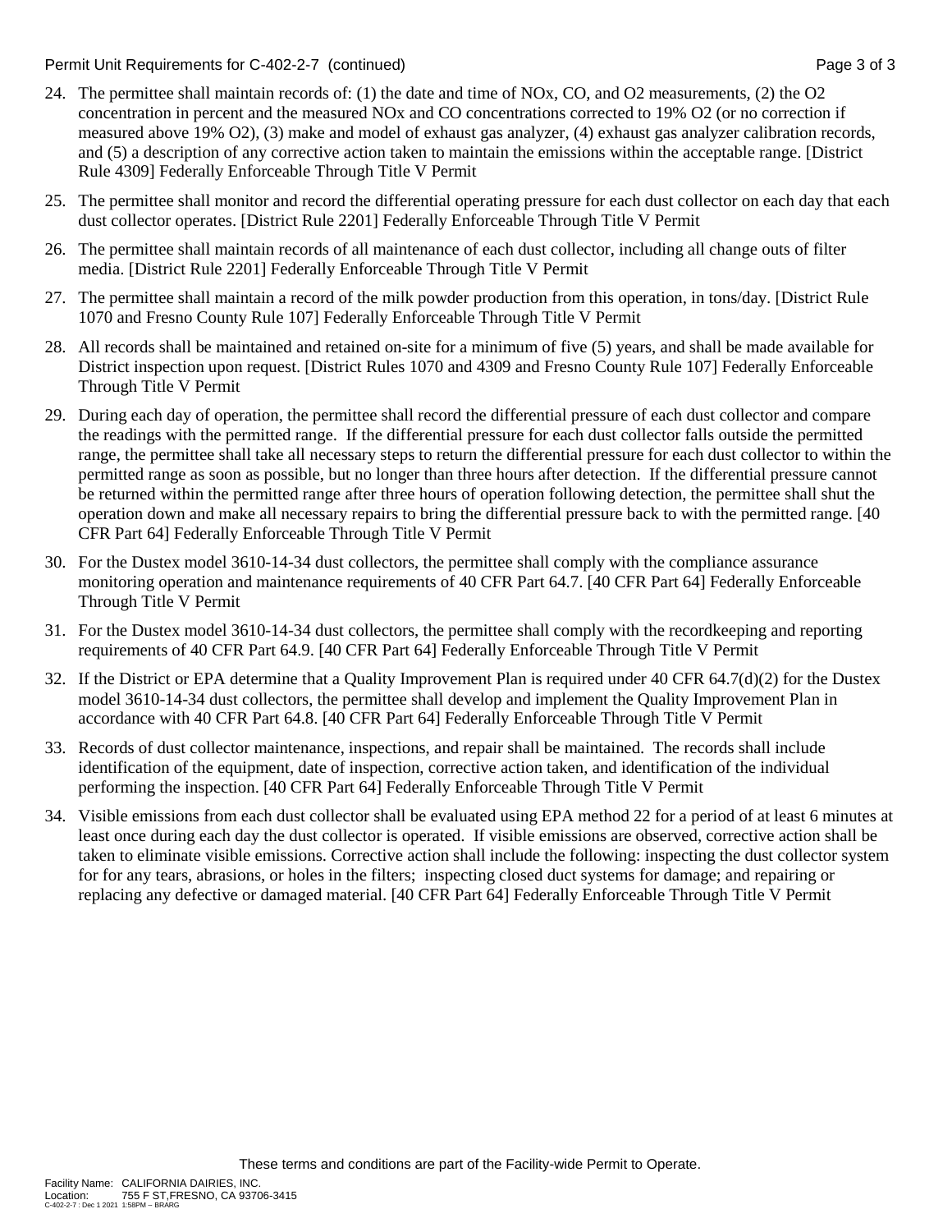24. The permittee shall maintain records of: (1) the date and time of NOx, CO, and O2 measurements, (2) the O2 concentration in percent and the measured NOx and CO concentrations corrected to 19% O2 (or no correction if measured above 19% O2), (3) make and model of exhaust gas analyzer, (4) exhaust gas analyzer calibration records, and (5) a description of any corrective action taken to maintain the emissions within the acceptable range. [District Rule 4309] Federally Enforceable Through Title V Permit

25. The permittee shall monitor and record the differential operating pressure for each dust collector on each day that each dust collector operates. [District Rule 2201] Federally Enforceable Through Title V Permit

26. The permittee shall maintain records of all maintenance of each dust collector, including all change outs of filter media. [District Rule 2201] Federally Enforceable Through Title V Permit

27. The permittee shall maintain a record of the milk powder production from this operation, in tons/day. [District Rule 1070 and Fresno County Rule 107] Federally Enforceable Through Title V Permit

28. All records shall be maintained and retained on-site for a minimum of five (5) years, and shall be made available for District inspection upon request. [District Rules 1070 and 4309 and Fresno County Rule 107] Federally Enforceable Through Title V Permit

29. During each day of operation, the permittee shall record the differential pressure of each dust collector and compare the readings with the permitted range. If the differential pressure for each dust collector falls outside the permitted range, the permittee shall take all necessary steps to return the differential pressure for each dust collector to within the permitted range as soon as possible, but no longer than three hours after detection. If the differential pressure cannot be returned within the permitted range after three hours of operation following detection, the permittee shall shut the operation down and make all necessary repairs to bring the differential pressure back to with the permitted range. [40 CFR Part 64] Federally Enforceable Through Title V Permit

30. For the Dustex model 3610-14-34 dust collectors, the permittee shall comply with the compliance assurance monitoring operation and maintenance requirements of 40 CFR Part 64.7. [40 CFR Part 64] Federally Enforceable Through Title V Permit

31. For the Dustex model 3610-14-34 dust collectors, the permittee shall comply with the recordkeeping and reporting requirements of 40 CFR Part 64.9. [40 CFR Part 64] Federally Enforceable Through Title V Permit

32. If the District or EPA determine that a Quality Improvement Plan is required under 40 CFR 64.7(d)(2) for the Dustex model 3610-14-34 dust collectors, the permittee shall develop and implement the Quality Improvement Plan in accordance with 40 CFR Part 64.8. [40 CFR Part 64] Federally Enforceable Through Title V Permit

33. Records of dust collector maintenance, inspections, and repair shall be maintained. The records shall include identification of the equipment, date of inspection, corrective action taken, and identification of the individual performing the inspection. [40 CFR Part 64] Federally Enforceable Through Title V Permit

34. Visible emissions from each dust collector shall be evaluated using EPA method 22 for a period of at least 6 minutes at least once during each day the dust collector is operated. If visible emissions are observed, corrective action shall be taken to eliminate visible emissions. Corrective action shall include the following: inspecting the dust collector system for for any tears, abrasions, or holes in the filters; inspecting closed duct systems for damage; and repairing or replacing any defective or damaged material. [40 CFR Part 64] Federally Enforceable Through Title V Permit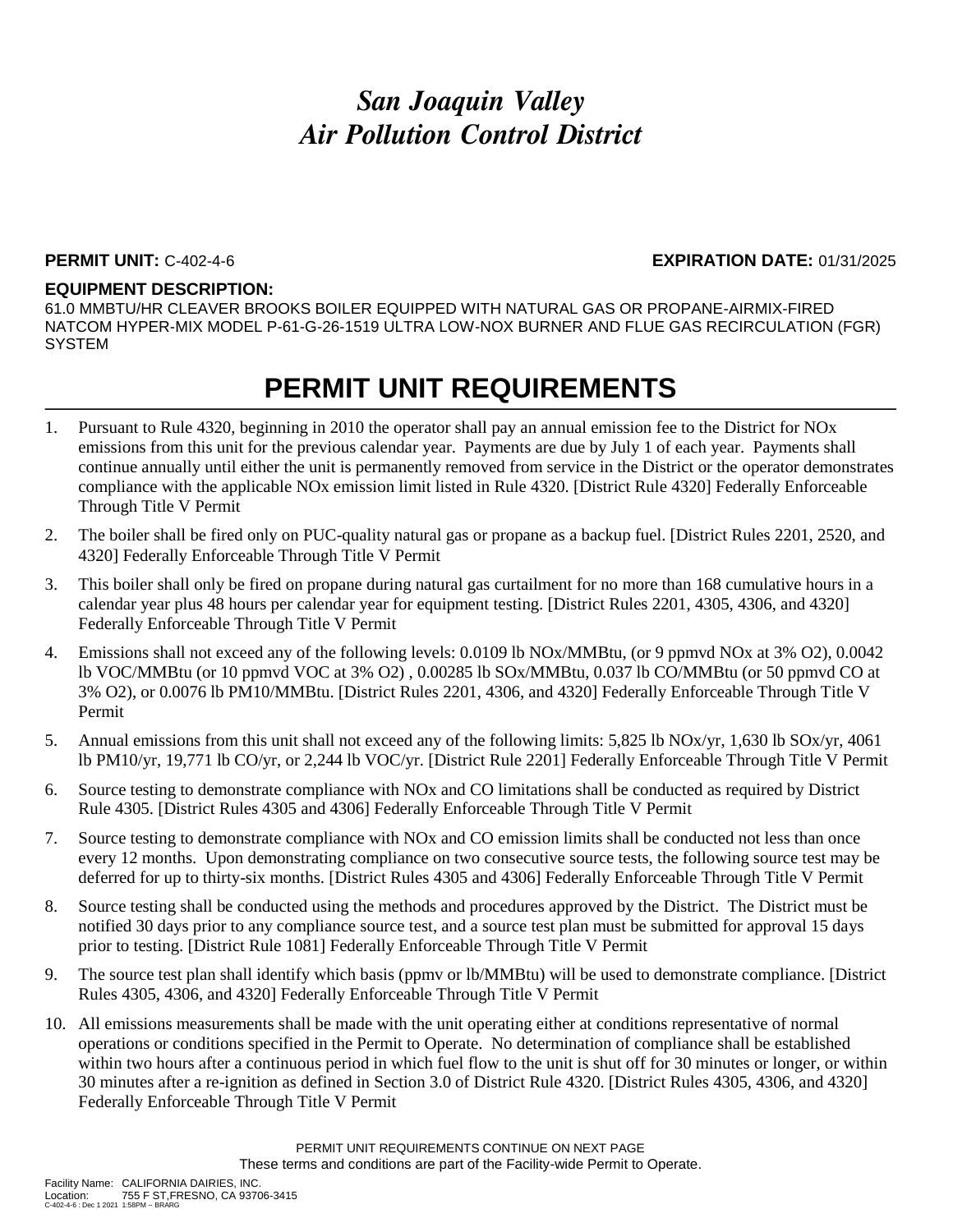# *San Joaquin Valley Air Pollution Control District*

**PERMIT UNIT:** C-402-4-6 **EXPIRATION DATE:** 01/31/2025

**EQUIPMENT DESCRIPTION:**

61.0 MMBTU/HR CLEAVER BROOKS BOILER EQUIPPED WITH NATURAL GAS OR PROPANE-AIRMIX-FIRED NATCOM HYPER-MIX MODEL P-61-G-26-1519 ULTRA LOW-NOX BURNER AND FLUE GAS RECIRCULATION (FGR) SYSTEM

## PERMIT UNIT REQUIREMENTS

1. Pursuant to Rule 4320, beginning in 2010 the operator shall pay an annual emission fee to the District for NOx emissions from this unit for the previous calendar year. Payments are due by July 1 of each year. Payments shall continue annually until either the unit is permanently removed from service in the District or the operator demonstrates compliance with the applicable NOx emission limit listed in Rule 4320. [District Rule 4320] Federally Enforceable Through Title V Permit
2. The boiler shall be fired only on PUC-quality natural gas or propane as a backup fuel. [District Rules 2201, 2520, and 4320] Federally Enforceable Through Title V Permit
3. This boiler shall only be fired on propane during natural gas curtailment for no more than 168 cumulative hours in a calendar year plus 48 hours per calendar year for equipment testing. [District Rules 2201, 4305, 4306, and 4320] Federally Enforceable Through Title V Permit
4. Emissions shall not exceed any of the following levels: 0.0109 lb NOx/MMBtu, (or 9 ppmvd NOx at 3% O2), 0.0042 lb VOC/MMBtu (or 10 ppmvd VOC at 3% O2) , 0.00285 lb SOx/MMBtu, 0.037 lb CO/MMBtu (or 50 ppmvd CO at 3% O2), or 0.0076 lb PM10/MMBtu. [District Rules 2201, 4306, and 4320] Federally Enforceable Through Title V Permit
5. Annual emissions from this unit shall not exceed any of the following limits: 5,825 lb NOx/yr, 1,630 lb SOx/yr, 4061 lb PM10/yr, 19,771 lb CO/yr, or 2,244 lb VOC/yr. [District Rule 2201] Federally Enforceable Through Title V Permit
6. Source testing to demonstrate compliance with NOx and CO limitations shall be conducted as required by District Rule 4305. [District Rules 4305 and 4306] Federally Enforceable Through Title V Permit
7. Source testing to demonstrate compliance with NOx and CO emission limits shall be conducted not less than once every 12 months. Upon demonstrating compliance on two consecutive source tests, the following source test may be deferred for up to thirty-six months. [District Rules 4305 and 4306] Federally Enforceable Through Title V Permit
8. Source testing shall be conducted using the methods and procedures approved by the District. The District must be notified 30 days prior to any compliance source test, and a source test plan must be submitted for approval 15 days prior to testing. [District Rule 1081] Federally Enforceable Through Title V Permit
9. The source test plan shall identify which basis (ppmv or lb/MMBtu) will be used to demonstrate compliance. [District Rules 4305, 4306, and 4320] Federally Enforceable Through Title V Permit
10. All emissions measurements shall be made with the unit operating either at conditions representative of normal operations or conditions specified in the Permit to Operate. No determination of compliance shall be established within two hours after a continuous period in which fuel flow to the unit is shut off for 30 minutes or longer, or within 30 minutes after a re-ignition as defined in Section 3.0 of District Rule 4320. [District Rules 4305, 4306, and 4320] Federally Enforceable Through Title V Permit

PERMIT UNIT REQUIREMENTS CONTINUE ON NEXT PAGE

These terms and conditions are part of the Facility-wide Permit to Operate.

Facility Name: CALIFORNIA DAIRIES, INC.
Location: 755 F ST,FRESNO, CA 93706-3415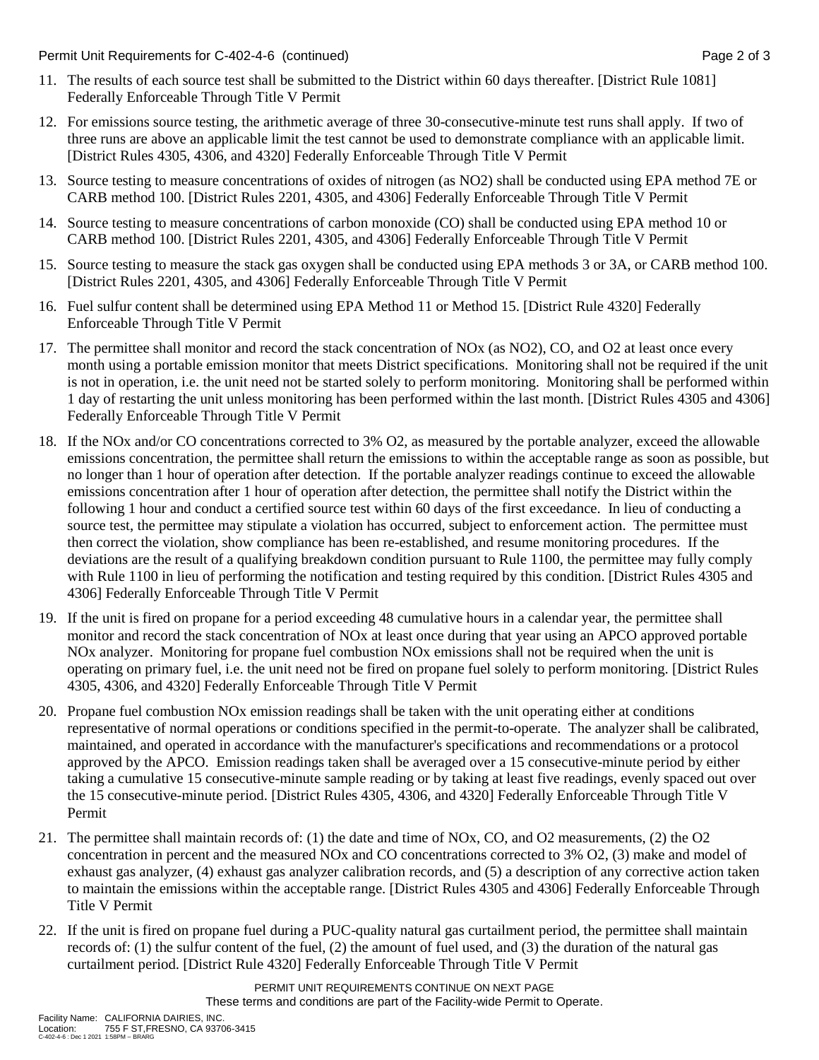11. The results of each source test shall be submitted to the District within 60 days thereafter. [District Rule 1081] Federally Enforceable Through Title V Permit

12. For emissions source testing, the arithmetic average of three 30-consecutive-minute test runs shall apply. If two of three runs are above an applicable limit the test cannot be used to demonstrate compliance with an applicable limit. [District Rules 4305, 4306, and 4320] Federally Enforceable Through Title V Permit

13. Source testing to measure concentrations of oxides of nitrogen (as $NO_2$) shall be conducted using EPA method 7E or CARB method 100. [District Rules 2201, 4305, and 4306] Federally Enforceable Through Title V Permit

14. Source testing to measure concentrations of carbon monoxide (CO) shall be conducted using EPA method 10 or CARB method 100. [District Rules 2201, 4305, and 4306] Federally Enforceable Through Title V Permit

15. Source testing to measure the stack gas oxygen shall be conducted using EPA methods 3 or 3A, or CARB method 100. [District Rules 2201, 4305, and 4306] Federally Enforceable Through Title V Permit

16. Fuel sulfur content shall be determined using EPA Method 11 or Method 15. [District Rule 4320] Federally Enforceable Through Title V Permit

17. The permittee shall monitor and record the stack concentration of NOx (as $NO_2$), CO, and $O_2$ at least once every month using a portable emission monitor that meets District specifications. Monitoring shall not be required if the unit is not in operation, i.e. the unit need not be started solely to perform monitoring. Monitoring shall be performed within 1 day of restarting the unit unless monitoring has been performed within the last month. [District Rules 4305 and 4306] Federally Enforceable Through Title V Permit

18. If the NOx and/or CO concentrations corrected to 3% $O_2$, as measured by the portable analyzer, exceed the allowable emissions concentration, the permittee shall return the emissions to within the acceptable range as soon as possible, but no longer than 1 hour of operation after detection. If the portable analyzer readings continue to exceed the allowable emissions concentration after 1 hour of operation after detection, the permittee shall notify the District within the following 1 hour and conduct a certified source test within 60 days of the first exceedance. In lieu of conducting a source test, the permittee may stipulate a violation has occurred, subject to enforcement action. The permittee must then correct the violation, show compliance has been re-established, and resume monitoring procedures. If the deviations are the result of a qualifying breakdown condition pursuant to Rule 1100, the permittee may fully comply with Rule 1100 in lieu of performing the notification and testing required by this condition. [District Rules 4305 and 4306] Federally Enforceable Through Title V Permit

19. If the unit is fired on propane for a period exceeding 48 cumulative hours in a calendar year, the permittee shall monitor and record the stack concentration of NOx at least once during that year using an APCO approved portable NOx analyzer. Monitoring for propane fuel combustion NOx emissions shall not be required when the unit is operating on primary fuel, i.e. the unit need not be fired on propane fuel solely to perform monitoring. [District Rules 4305, 4306, and 4320] Federally Enforceable Through Title V Permit

20. Propane fuel combustion NOx emission readings shall be taken with the unit operating either at conditions representative of normal operations or conditions specified in the permit-to-operate. The analyzer shall be calibrated, maintained, and operated in accordance with the manufacturer's specifications and recommendations or a protocol approved by the APCO. Emission readings taken shall be averaged over a 15 consecutive-minute period by either taking a cumulative 15 consecutive-minute sample reading or by taking at least five readings, evenly spaced out over the 15 consecutive-minute period. [District Rules 4305, 4306, and 4320] Federally Enforceable Through Title V Permit

21. The permittee shall maintain records of: (1) the date and time of NOx, CO, and $O_2$ measurements, (2) the $O_2$ concentration in percent and the measured NOx and CO concentrations corrected to 3% $O_2$, (3) make and model of exhaust gas analyzer, (4) exhaust gas analyzer calibration records, and (5) a description of any corrective action taken to maintain the emissions within the acceptable range. [District Rules 4305 and 4306] Federally Enforceable Through Title V Permit

22. If the unit is fired on propane fuel during a PUC-quality natural gas curtailment period, the permittee shall maintain records of: (1) the sulfur content of the fuel, (2) the amount of fuel used, and (3) the duration of the natural gas curtailment period. [District Rule 4320] Federally Enforceable Through Title V Permit

PERMIT UNIT REQUIREMENTS CONTINUE ON NEXT PAGE
These terms and conditions are part of the Facility-wide Permit to Operate.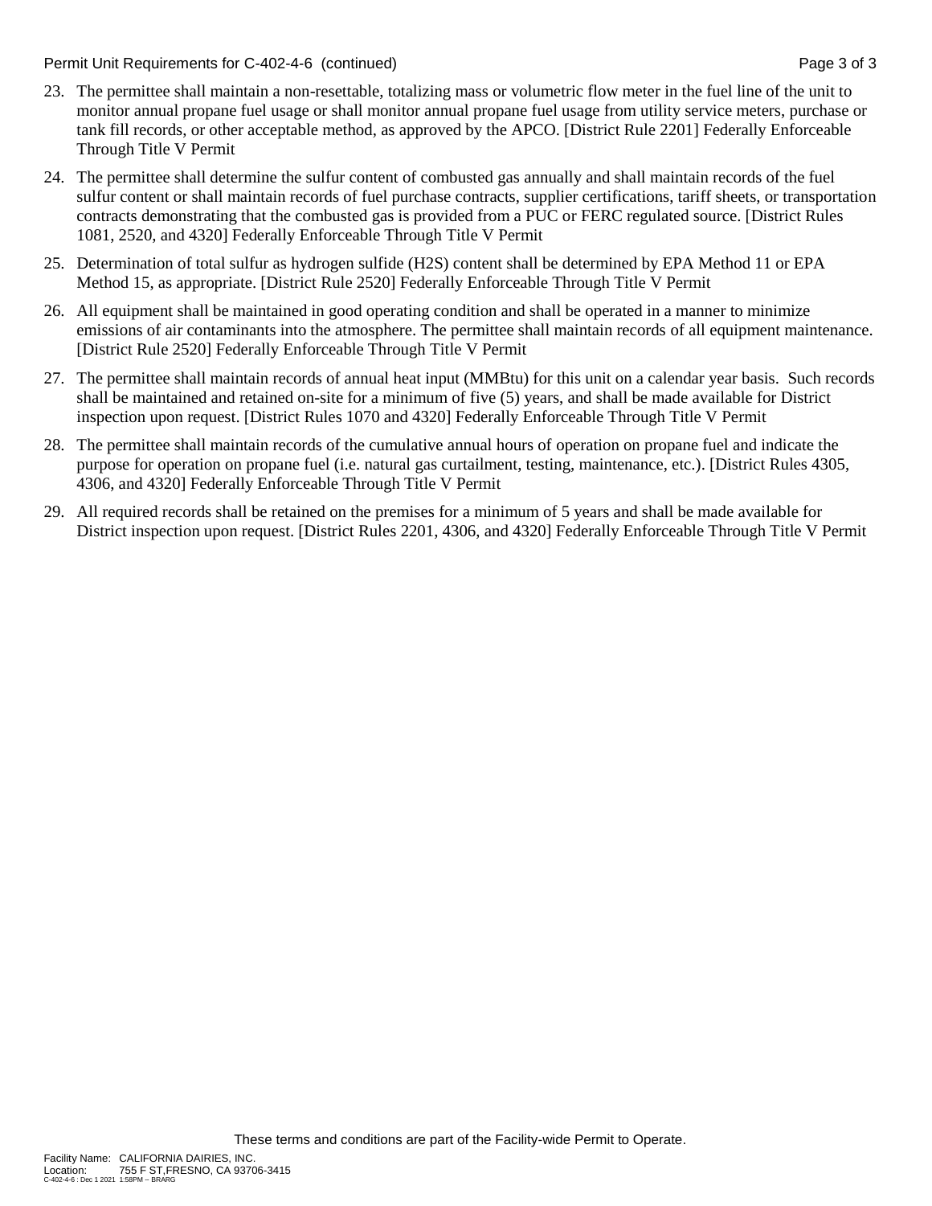23. The permittee shall maintain a non-resettable, totalizing mass or volumetric flow meter in the fuel line of the unit to monitor annual propane fuel usage or shall monitor annual propane fuel usage from utility service meters, purchase or tank fill records, or other acceptable method, as approved by the APCO. [District Rule 2201] Federally Enforceable Through Title V Permit

24. The permittee shall determine the sulfur content of combusted gas annually and shall maintain records of the fuel sulfur content or shall maintain records of fuel purchase contracts, supplier certifications, tariff sheets, or transportation contracts demonstrating that the combusted gas is provided from a PUC or FERC regulated source. [District Rules 1081, 2520, and 4320] Federally Enforceable Through Title V Permit

25. Determination of total sulfur as hydrogen sulfide ($H_2S$) content shall be determined by EPA Method 11 or EPA Method 15, as appropriate. [District Rule 2520] Federally Enforceable Through Title V Permit

26. All equipment shall be maintained in good operating condition and shall be operated in a manner to minimize emissions of air contaminants into the atmosphere. The permittee shall maintain records of all equipment maintenance. [District Rule 2520] Federally Enforceable Through Title V Permit

27. The permittee shall maintain records of annual heat input (MMBtu) for this unit on a calendar year basis. Such records shall be maintained and retained on-site for a minimum of five (5) years, and shall be made available for District inspection upon request. [District Rules 1070 and 4320] Federally Enforceable Through Title V Permit

28. The permittee shall maintain records of the cumulative annual hours of operation on propane fuel and indicate the purpose for operation on propane fuel (i.e. natural gas curtailment, testing, maintenance, etc.). [District Rules 4305, 4306, and 4320] Federally Enforceable Through Title V Permit

29. All required records shall be retained on the premises for a minimum of 5 years and shall be made available for District inspection upon request. [District Rules 2201, 4306, and 4320] Federally Enforceable Through Title V Permit

These terms and conditions are part of the Facility-wide Permit to Operate.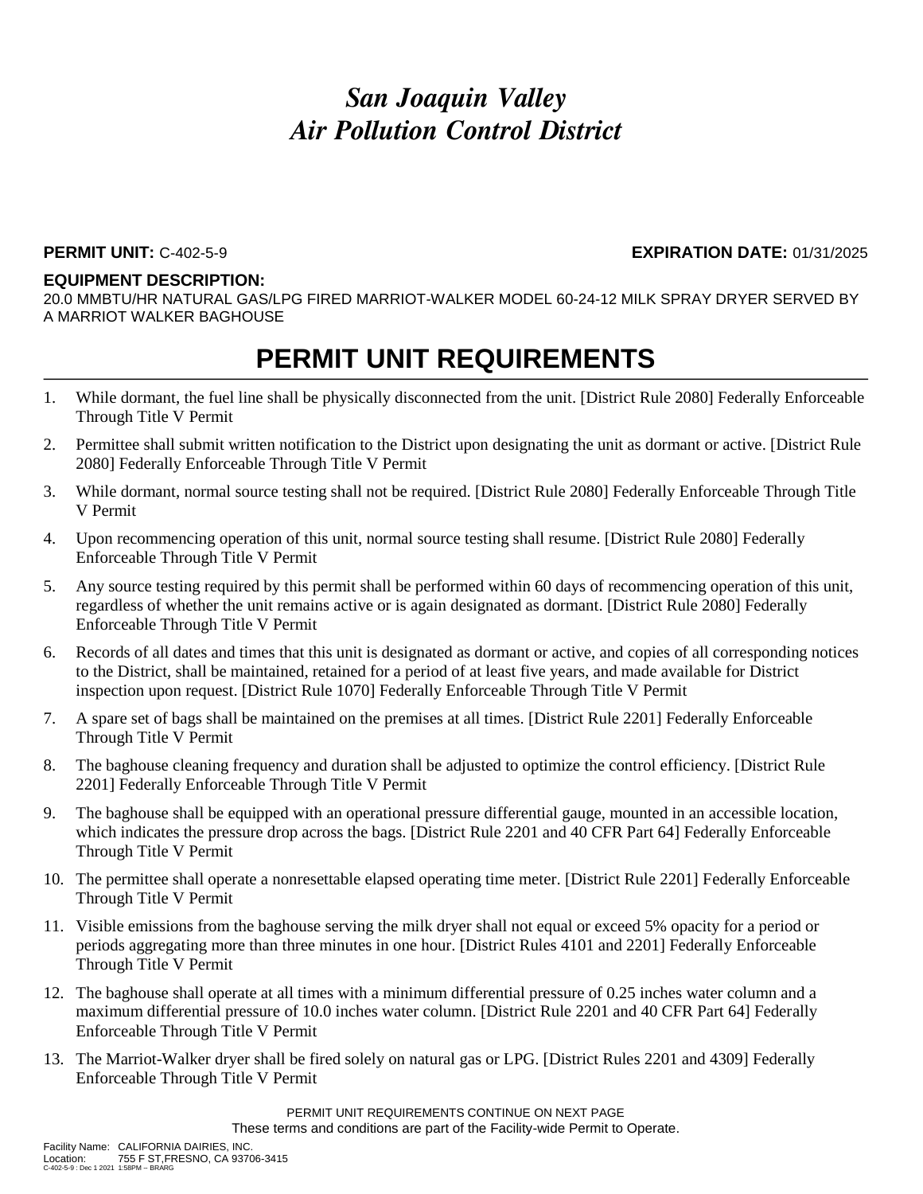# *San Joaquin Valley Air Pollution Control District*

**PERMIT UNIT:** C-402-5-9 **EXPIRATION DATE:** 01/31/2025

**EQUIPMENT DESCRIPTION:**
20.0 MMBTU/HR NATURAL GAS/LPG FIRED MARRIOT-WALKER MODEL 60-24-12 MILK SPRAY DRYER SERVED BY A MARRIOT WALKER BAGHOUSE

## PERMIT UNIT REQUIREMENTS

1. While dormant, the fuel line shall be physically disconnected from the unit. [District Rule 2080] Federally Enforceable Through Title V Permit
2. Permittee shall submit written notification to the District upon designating the unit as dormant or active. [District Rule 2080] Federally Enforceable Through Title V Permit
3. While dormant, normal source testing shall not be required. [District Rule 2080] Federally Enforceable Through Title V Permit
4. Upon recommencing operation of this unit, normal source testing shall resume. [District Rule 2080] Federally Enforceable Through Title V Permit
5. Any source testing required by this permit shall be performed within 60 days of recommencing operation of this unit, regardless of whether the unit remains active or is again designated as dormant. [District Rule 2080] Federally Enforceable Through Title V Permit
6. Records of all dates and times that this unit is designated as dormant or active, and copies of all corresponding notices to the District, shall be maintained, retained for a period of at least five years, and made available for District inspection upon request. [District Rule 1070] Federally Enforceable Through Title V Permit
7. A spare set of bags shall be maintained on the premises at all times. [District Rule 2201] Federally Enforceable Through Title V Permit
8. The baghouse cleaning frequency and duration shall be adjusted to optimize the control efficiency. [District Rule 2201] Federally Enforceable Through Title V Permit
9. The baghouse shall be equipped with an operational pressure differential gauge, mounted in an accessible location, which indicates the pressure drop across the bags. [District Rule 2201 and 40 CFR Part 64] Federally Enforceable Through Title V Permit
10. The permittee shall operate a nonresettable elapsed operating time meter. [District Rule 2201] Federally Enforceable Through Title V Permit
11. Visible emissions from the baghouse serving the milk dryer shall not equal or exceed 5% opacity for a period or periods aggregating more than three minutes in one hour. [District Rules 4101 and 2201] Federally Enforceable Through Title V Permit
12. The baghouse shall operate at all times with a minimum differential pressure of 0.25 inches water column and a maximum differential pressure of 10.0 inches water column. [District Rule 2201 and 40 CFR Part 64] Federally Enforceable Through Title V Permit
13. The Marriot-Walker dryer shall be fired solely on natural gas or LPG. [District Rules 2201 and 4309] Federally Enforceable Through Title V Permit

PERMIT UNIT REQUIREMENTS CONTINUE ON NEXT PAGE
These terms and conditions are part of the Facility-wide Permit to Operate.

Facility Name: CALIFORNIA DAIRIES, INC.
Location: 755 F ST,FRESNO, CA 93706-3415
C-402-5-9 : Dec 1 2021 1:58PM -- BRARG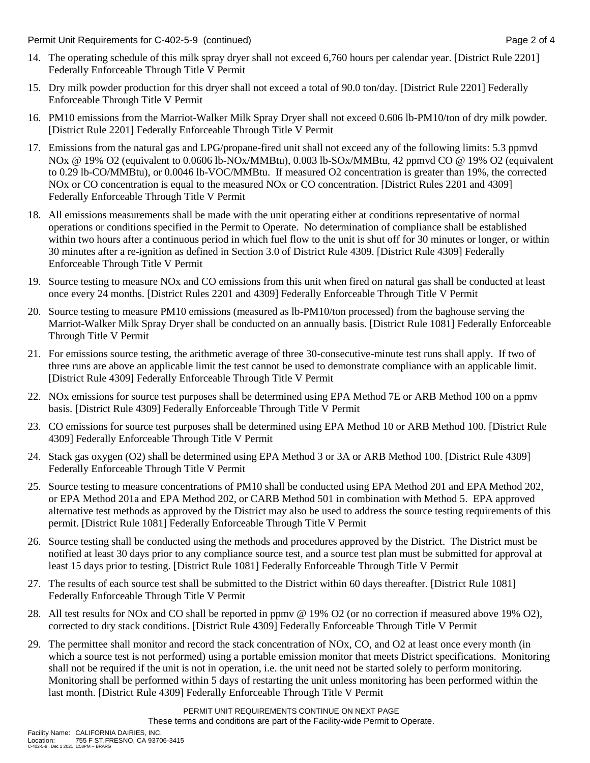14. The operating schedule of this milk spray dryer shall not exceed 6,760 hours per calendar year. [District Rule 2201] Federally Enforceable Through Title V Permit

15. Dry milk powder production for this dryer shall not exceed a total of 90.0 ton/day. [District Rule 2201] Federally Enforceable Through Title V Permit

16. PM10 emissions from the Marriot-Walker Milk Spray Dryer shall not exceed 0.606 lb-PM10/ton of dry milk powder. [District Rule 2201] Federally Enforceable Through Title V Permit

17. Emissions from the natural gas and LPG/propane-fired unit shall not exceed any of the following limits: 5.3 ppmvd NOx @ 19% O2 (equivalent to 0.0606 lb-NOx/MMBtu), 0.003 lb-SOx/MMBtu, 42 ppmvd CO @ 19% O2 (equivalent to 0.29 lb-CO/MMBtu), or 0.0046 lb-VOC/MMBtu. If measured O2 concentration is greater than 19%, the corrected NOx or CO concentration is equal to the measured NOx or CO concentration. [District Rules 2201 and 4309] Federally Enforceable Through Title V Permit

18. All emissions measurements shall be made with the unit operating either at conditions representative of normal operations or conditions specified in the Permit to Operate. No determination of compliance shall be established within two hours after a continuous period in which fuel flow to the unit is shut off for 30 minutes or longer, or within 30 minutes after a re-ignition as defined in Section 3.0 of District Rule 4309. [District Rule 4309] Federally Enforceable Through Title V Permit

19. Source testing to measure NOx and CO emissions from this unit when fired on natural gas shall be conducted at least once every 24 months. [District Rules 2201 and 4309] Federally Enforceable Through Title V Permit

20. Source testing to measure PM10 emissions (measured as lb-PM10/ton processed) from the baghouse serving the Marriot-Walker Milk Spray Dryer shall be conducted on an annually basis. [District Rule 1081] Federally Enforceable Through Title V Permit

21. For emissions source testing, the arithmetic average of three 30-consecutive-minute test runs shall apply. If two of three runs are above an applicable limit the test cannot be used to demonstrate compliance with an applicable limit. [District Rule 4309] Federally Enforceable Through Title V Permit

22. NOx emissions for source test purposes shall be determined using EPA Method 7E or ARB Method 100 on a ppmv basis. [District Rule 4309] Federally Enforceable Through Title V Permit

23. CO emissions for source test purposes shall be determined using EPA Method 10 or ARB Method 100. [District Rule 4309] Federally Enforceable Through Title V Permit

24. Stack gas oxygen (O2) shall be determined using EPA Method 3 or 3A or ARB Method 100. [District Rule 4309] Federally Enforceable Through Title V Permit

25. Source testing to measure concentrations of PM10 shall be conducted using EPA Method 201 and EPA Method 202, or EPA Method 201a and EPA Method 202, or CARB Method 501 in combination with Method 5. EPA approved alternative test methods as approved by the District may also be used to address the source testing requirements of this permit. [District Rule 1081] Federally Enforceable Through Title V Permit

26. Source testing shall be conducted using the methods and procedures approved by the District. The District must be notified at least 30 days prior to any compliance source test, and a source test plan must be submitted for approval at least 15 days prior to testing. [District Rule 1081] Federally Enforceable Through Title V Permit

27. The results of each source test shall be submitted to the District within 60 days thereafter. [District Rule 1081] Federally Enforceable Through Title V Permit

28. All test results for NOx and CO shall be reported in ppmv @ 19% O2 (or no correction if measured above 19% O2), corrected to dry stack conditions. [District Rule 4309] Federally Enforceable Through Title V Permit

29. The permittee shall monitor and record the stack concentration of NOx, CO, and O2 at least once every month (in which a source test is not performed) using a portable emission monitor that meets District specifications. Monitoring shall not be required if the unit is not in operation, i.e. the unit need not be started solely to perform monitoring. Monitoring shall be performed within 5 days of restarting the unit unless monitoring has been performed within the last month. [District Rule 4309] Federally Enforceable Through Title V Permit

PERMIT UNIT REQUIREMENTS CONTINUE ON NEXT PAGE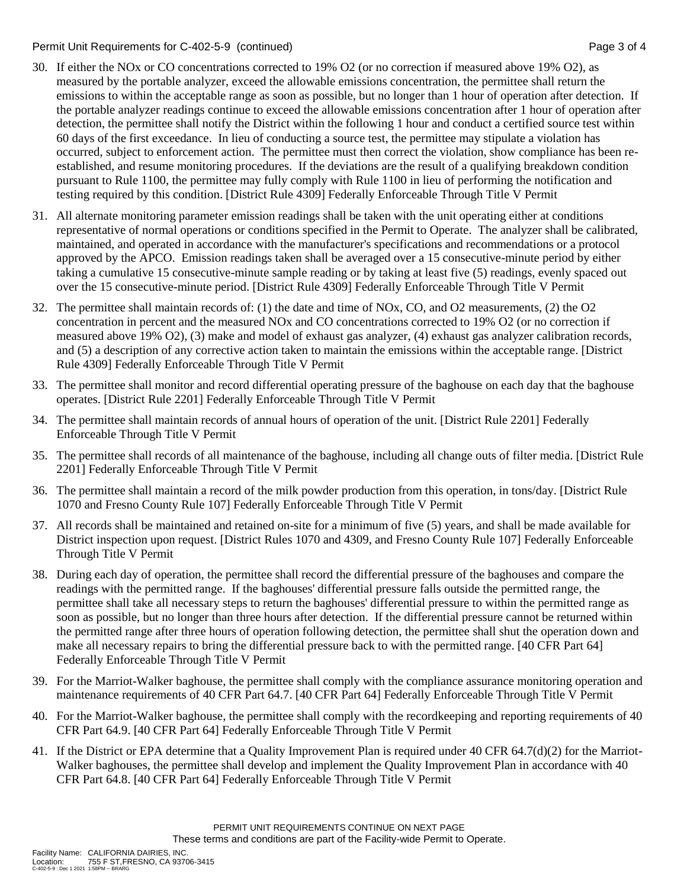30. If either the NOx or CO concentrations corrected to 19% O2 (or no correction if measured above 19% O2), as measured by the portable analyzer, exceed the allowable emissions concentration, the permittee shall return the emissions to within the acceptable range as soon as possible, but no longer than 1 hour of operation after detection. If the portable analyzer readings continue to exceed the allowable emissions concentration after 1 hour of operation after detection, the permittee shall notify the District within the following 1 hour and conduct a certified source test within 60 days of the first exceedance. In lieu of conducting a source test, the permittee may stipulate a violation has occurred, subject to enforcement action. The permittee must then correct the violation, show compliance has been re-established, and resume monitoring procedures. If the deviations are the result of a qualifying breakdown condition pursuant to Rule 1100, the permittee may fully comply with Rule 1100 in lieu of performing the notification and testing required by this condition. [District Rule 4309] Federally Enforceable Through Title V Permit

31. All alternate monitoring parameter emission readings shall be taken with the unit operating either at conditions representative of normal operations or conditions specified in the Permit to Operate. The analyzer shall be calibrated, maintained, and operated in accordance with the manufacturer's specifications and recommendations or a protocol approved by the APCO. Emission readings taken shall be averaged over a 15 consecutive-minute period by either taking a cumulative 15 consecutive-minute sample reading or by taking at least five (5) readings, evenly spaced out over the 15 consecutive-minute period. [District Rule 4309] Federally Enforceable Through Title V Permit

32. The permittee shall maintain records of: (1) the date and time of NOx, CO, and O2 measurements, (2) the O2 concentration in percent and the measured NOx and CO concentrations corrected to 19% O2 (or no correction if measured above 19% O2), (3) make and model of exhaust gas analyzer, (4) exhaust gas analyzer calibration records, and (5) a description of any corrective action taken to maintain the emissions within the acceptable range. [District Rule 4309] Federally Enforceable Through Title V Permit

33. The permittee shall monitor and record differential operating pressure of the baghouse on each day that the baghouse operates. [District Rule 2201] Federally Enforceable Through Title V Permit

34. The permittee shall maintain records of annual hours of operation of the unit. [District Rule 2201] Federally Enforceable Through Title V Permit

35. The permittee shall records of all maintenance of the baghouse, including all change outs of filter media. [District Rule 2201] Federally Enforceable Through Title V Permit

36. The permittee shall maintain a record of the milk powder production from this operation, in tons/day. [District Rule 1070 and Fresno County Rule 107] Federally Enforceable Through Title V Permit

37. All records shall be maintained and retained on-site for a minimum of five (5) years, and shall be made available for District inspection upon request. [District Rules 1070 and 4309, and Fresno County Rule 107] Federally Enforceable Through Title V Permit

38. During each day of operation, the permittee shall record the differential pressure of the baghouses and compare the readings with the permitted range. If the baghouses' differential pressure falls outside the permitted range, the permittee shall take all necessary steps to return the baghouses' differential pressure to within the permitted range as soon as possible, but no longer than three hours after detection. If the differential pressure cannot be returned within the permitted range after three hours of operation following detection, the permittee shall shut the operation down and make all necessary repairs to bring the differential pressure back to with the permitted range. [40 CFR Part 64] Federally Enforceable Through Title V Permit

39. For the Marriot-Walker baghouse, the permittee shall comply with the compliance assurance monitoring operation and maintenance requirements of 40 CFR Part 64.7. [40 CFR Part 64] Federally Enforceable Through Title V Permit

40. For the Marriot-Walker baghouse, the permittee shall comply with the recordkeeping and reporting requirements of 40 CFR Part 64.9. [40 CFR Part 64] Federally Enforceable Through Title V Permit

41. If the District or EPA determine that a Quality Improvement Plan is required under 40 CFR 64.7(d)(2) for the Marriot-Walker baghouses, the permittee shall develop and implement the Quality Improvement Plan in accordance with 40 CFR Part 64.8. [40 CFR Part 64] Federally Enforceable Through Title V Permit

PERMIT UNIT REQUIREMENTS CONTINUE ON NEXT PAGE
These terms and conditions are part of the Facility-wide Permit to Operate.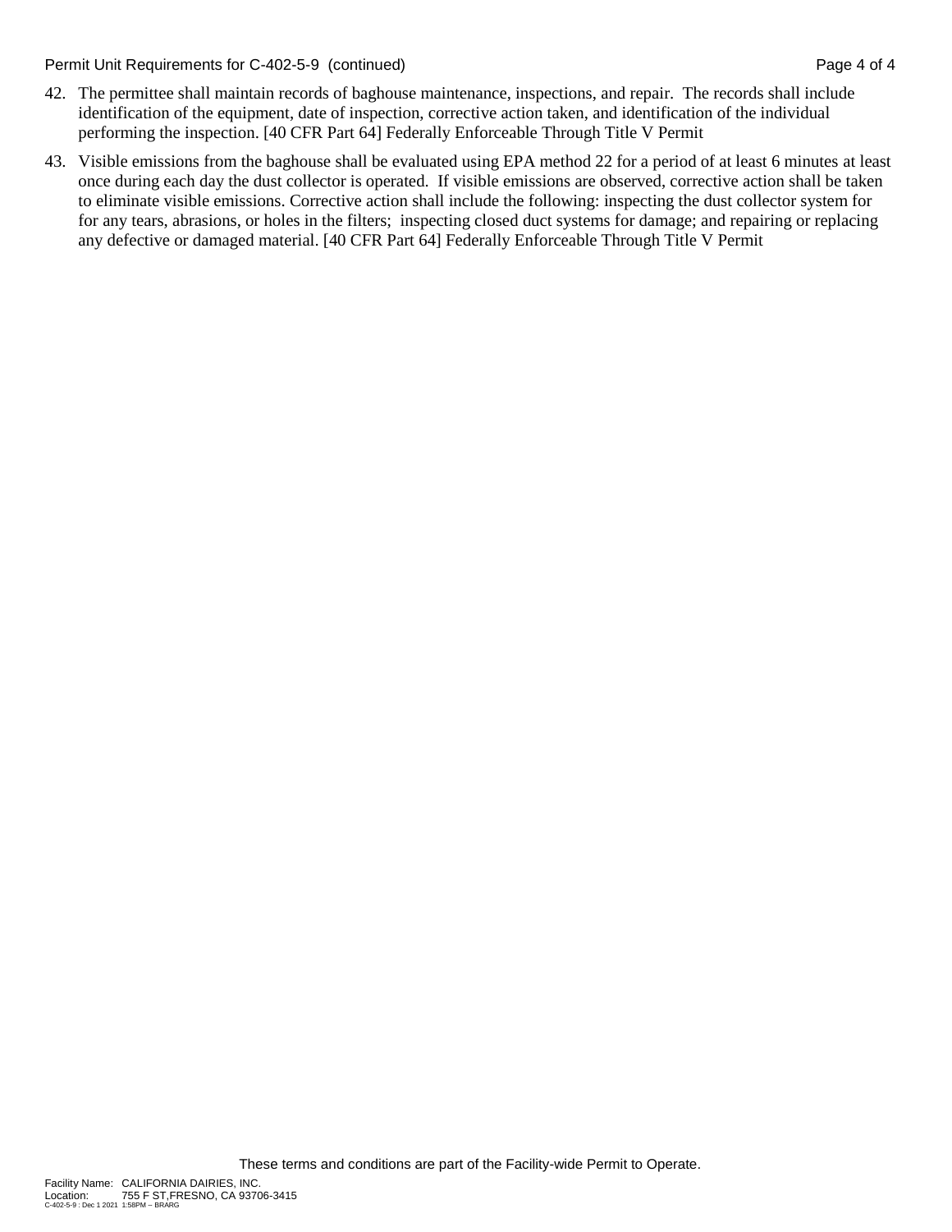42. The permittee shall maintain records of baghouse maintenance, inspections, and repair. The records shall include identification of the equipment, date of inspection, corrective action taken, and identification of the individual performing the inspection. [40 CFR Part 64] Federally Enforceable Through Title V Permit

43. Visible emissions from the baghouse shall be evaluated using EPA method 22 for a period of at least 6 minutes at least once during each day the dust collector is operated. If visible emissions are observed, corrective action shall be taken to eliminate visible emissions. Corrective action shall include the following: inspecting the dust collector system for for any tears, abrasions, or holes in the filters; inspecting closed duct systems for damage; and repairing or replacing any defective or damaged material. [40 CFR Part 64] Federally Enforceable Through Title V Permit

These terms and conditions are part of the Facility-wide Permit to Operate.

Facility Name: CALIFORNIA DAIRIES, INC.
Location: 755 F ST,FRESNO, CA 93706-3415
C-402-5-9 : Dec 1 2021 1:58PM -- BRARG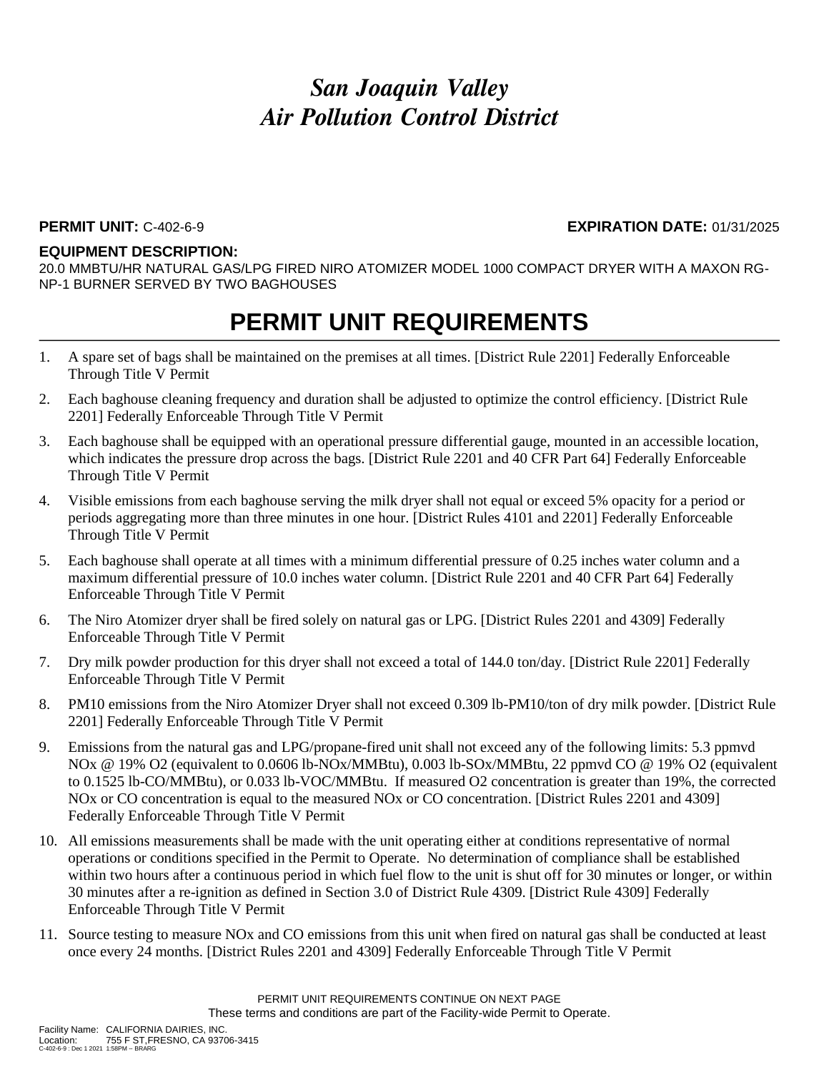# *San Joaquin Valley Air Pollution Control District*

**PERMIT UNIT:** C-402-6-9 **EXPIRATION DATE:** 01/31/2025

**EQUIPMENT DESCRIPTION:**
20.0 MMBTU/HR NATURAL GAS/LPG FIRED NIRO ATOMIZER MODEL 1000 COMPACT DRYER WITH A MAXON RG-NP-1 BURNER SERVED BY TWO BAGHOUSES

## PERMIT UNIT REQUIREMENTS

1. A spare set of bags shall be maintained on the premises at all times. [District Rule 2201] Federally Enforceable Through Title V Permit
2. Each baghouse cleaning frequency and duration shall be adjusted to optimize the control efficiency. [District Rule 2201] Federally Enforceable Through Title V Permit
3. Each baghouse shall be equipped with an operational pressure differential gauge, mounted in an accessible location, which indicates the pressure drop across the bags. [District Rule 2201 and 40 CFR Part 64] Federally Enforceable Through Title V Permit
4. Visible emissions from each baghouse serving the milk dryer shall not equal or exceed 5% opacity for a period or periods aggregating more than three minutes in one hour. [District Rules 4101 and 2201] Federally Enforceable Through Title V Permit
5. Each baghouse shall operate at all times with a minimum differential pressure of 0.25 inches water column and a maximum differential pressure of 10.0 inches water column. [District Rule 2201 and 40 CFR Part 64] Federally Enforceable Through Title V Permit
6. The Niro Atomizer dryer shall be fired solely on natural gas or LPG. [District Rules 2201 and 4309] Federally Enforceable Through Title V Permit
7. Dry milk powder production for this dryer shall not exceed a total of 144.0 ton/day. [District Rule 2201] Federally Enforceable Through Title V Permit
8. PM10 emissions from the Niro Atomizer Dryer shall not exceed 0.309 lb-PM10/ton of dry milk powder. [District Rule 2201] Federally Enforceable Through Title V Permit
9. Emissions from the natural gas and LPG/propane-fired unit shall not exceed any of the following limits: 5.3 ppmvd NOx @ 19% O2 (equivalent to 0.0606 lb-NOx/MMBtu), 0.003 lb-SOx/MMBtu, 22 ppmvd CO @ 19% O2 (equivalent to 0.1525 lb-CO/MMBtu), or 0.033 lb-VOC/MMBtu. If measured O2 concentration is greater than 19%, the corrected NOx or CO concentration is equal to the measured NOx or CO concentration. [District Rules 2201 and 4309] Federally Enforceable Through Title V Permit
10. All emissions measurements shall be made with the unit operating either at conditions representative of normal operations or conditions specified in the Permit to Operate. No determination of compliance shall be established within two hours after a continuous period in which fuel flow to the unit is shut off for 30 minutes or longer, or within 30 minutes after a re-ignition as defined in Section 3.0 of District Rule 4309. [District Rule 4309] Federally Enforceable Through Title V Permit
11. Source testing to measure NOx and CO emissions from this unit when fired on natural gas shall be conducted at least once every 24 months. [District Rules 2201 and 4309] Federally Enforceable Through Title V Permit

PERMIT UNIT REQUIREMENTS CONTINUE ON NEXT PAGE
These terms and conditions are part of the Facility-wide Permit to Operate.

Facility Name: CALIFORNIA DAIRIES, INC.
Location: 755 F ST,FRESNO, CA 93706-3415
C-402-6-9 : Dec 1 2021 1:58PM -- BRARG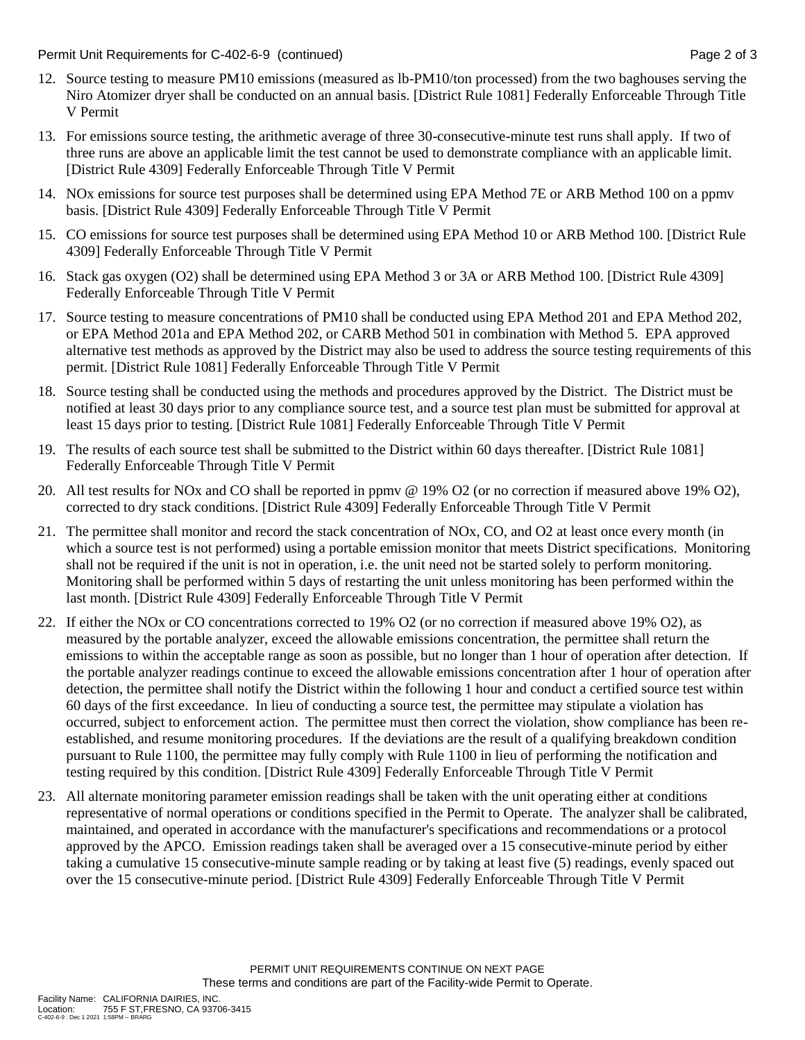12. Source testing to measure PM10 emissions (measured as lb-PM10/ton processed) from the two baghouses serving the Niro Atomizer dryer shall be conducted on an annual basis. [District Rule 1081] Federally Enforceable Through Title V Permit

13. For emissions source testing, the arithmetic average of three 30-consecutive-minute test runs shall apply. If two of three runs are above an applicable limit the test cannot be used to demonstrate compliance with an applicable limit. [District Rule 4309] Federally Enforceable Through Title V Permit

14. NOx emissions for source test purposes shall be determined using EPA Method 7E or ARB Method 100 on a ppmv basis. [District Rule 4309] Federally Enforceable Through Title V Permit

15. CO emissions for source test purposes shall be determined using EPA Method 10 or ARB Method 100. [District Rule 4309] Federally Enforceable Through Title V Permit

16. Stack gas oxygen ($O_2$) shall be determined using EPA Method 3 or 3A or ARB Method 100. [District Rule 4309] Federally Enforceable Through Title V Permit

17. Source testing to measure concentrations of PM10 shall be conducted using EPA Method 201 and EPA Method 202, or EPA Method 201a and EPA Method 202, or CARB Method 501 in combination with Method 5. EPA approved alternative test methods as approved by the District may also be used to address the source testing requirements of this permit. [District Rule 1081] Federally Enforceable Through Title V Permit

18. Source testing shall be conducted using the methods and procedures approved by the District. The District must be notified at least 30 days prior to any compliance source test, and a source test plan must be submitted for approval at least 15 days prior to testing. [District Rule 1081] Federally Enforceable Through Title V Permit

19. The results of each source test shall be submitted to the District within 60 days thereafter. [District Rule 1081] Federally Enforceable Through Title V Permit

20. All test results for NOx and CO shall be reported in ppmv @ 19% O2 (or no correction if measured above 19% O2), corrected to dry stack conditions. [District Rule 4309] Federally Enforceable Through Title V Permit

21. The permittee shall monitor and record the stack concentration of NOx, CO, and O2 at least once every month (in which a source test is not performed) using a portable emission monitor that meets District specifications. Monitoring shall not be required if the unit is not in operation, i.e. the unit need not be started solely to perform monitoring. Monitoring shall be performed within 5 days of restarting the unit unless monitoring has been performed within the last month. [District Rule 4309] Federally Enforceable Through Title V Permit

22. If either the NOx or CO concentrations corrected to 19% O2 (or no correction if measured above 19% O2), as measured by the portable analyzer, exceed the allowable emissions concentration, the permittee shall return the emissions to within the acceptable range as soon as possible, but no longer than 1 hour of operation after detection. If the portable analyzer readings continue to exceed the allowable emissions concentration after 1 hour of operation after detection, the permittee shall notify the District within the following 1 hour and conduct a certified source test within 60 days of the first exceedance. In lieu of conducting a source test, the permittee may stipulate a violation has occurred, subject to enforcement action. The permittee must then correct the violation, show compliance has been re-established, and resume monitoring procedures. If the deviations are the result of a qualifying breakdown condition pursuant to Rule 1100, the permittee may fully comply with Rule 1100 in lieu of performing the notification and testing required by this condition. [District Rule 4309] Federally Enforceable Through Title V Permit

23. All alternate monitoring parameter emission readings shall be taken with the unit operating either at conditions representative of normal operations or conditions specified in the Permit to Operate. The analyzer shall be calibrated, maintained, and operated in accordance with the manufacturer's specifications and recommendations or a protocol approved by the APCO. Emission readings taken shall be averaged over a 15 consecutive-minute period by either taking a cumulative 15 consecutive-minute sample reading or by taking at least five (5) readings, evenly spaced out over the 15 consecutive-minute period. [District Rule 4309] Federally Enforceable Through Title V Permit

PERMIT UNIT REQUIREMENTS CONTINUE ON NEXT PAGE
These terms and conditions are part of the Facility-wide Permit to Operate.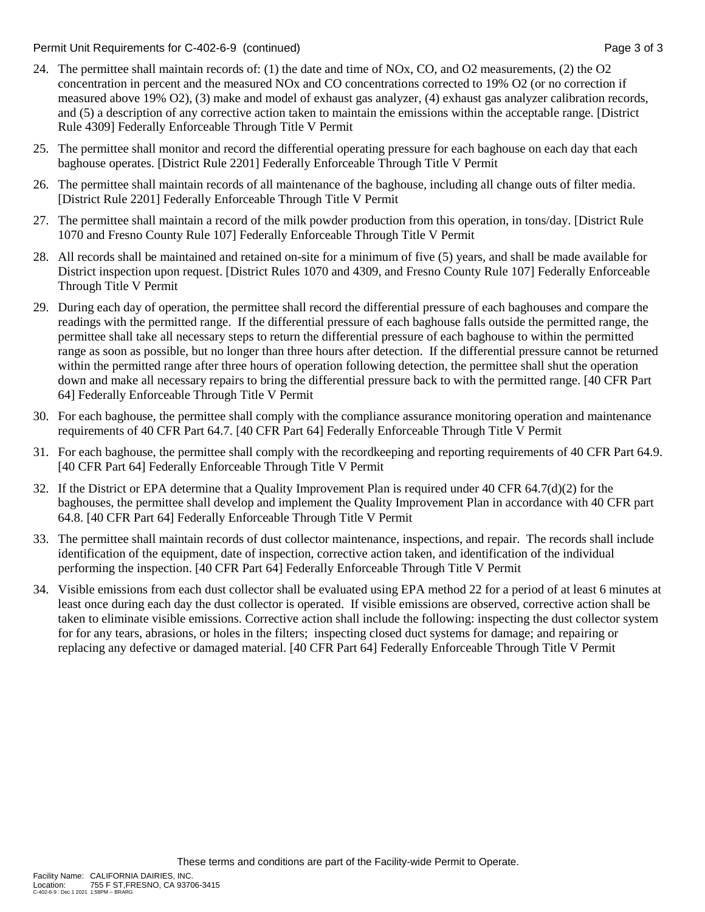24. The permittee shall maintain records of: (1) the date and time of NOx, CO, and O2 measurements, (2) the O2 concentration in percent and the measured NOx and CO concentrations corrected to 19% O2 (or no correction if measured above 19% O2), (3) make and model of exhaust gas analyzer, (4) exhaust gas analyzer calibration records, and (5) a description of any corrective action taken to maintain the emissions within the acceptable range. [District Rule 4309] Federally Enforceable Through Title V Permit

25. The permittee shall monitor and record the differential operating pressure for each baghouse on each day that each baghouse operates. [District Rule 2201] Federally Enforceable Through Title V Permit

26. The permittee shall maintain records of all maintenance of the baghouse, including all change outs of filter media. [District Rule 2201] Federally Enforceable Through Title V Permit

27. The permittee shall maintain a record of the milk powder production from this operation, in tons/day. [District Rule 1070 and Fresno County Rule 107] Federally Enforceable Through Title V Permit

28. All records shall be maintained and retained on-site for a minimum of five (5) years, and shall be made available for District inspection upon request. [District Rules 1070 and 4309, and Fresno County Rule 107] Federally Enforceable Through Title V Permit

29. During each day of operation, the permittee shall record the differential pressure of each baghouses and compare the readings with the permitted range. If the differential pressure of each baghouse falls outside the permitted range, the permittee shall take all necessary steps to return the differential pressure of each baghouse to within the permitted range as soon as possible, but no longer than three hours after detection. If the differential pressure cannot be returned within the permitted range after three hours of operation following detection, the permittee shall shut the operation down and make all necessary repairs to bring the differential pressure back to with the permitted range. [40 CFR Part 64] Federally Enforceable Through Title V Permit

30. For each baghouse, the permittee shall comply with the compliance assurance monitoring operation and maintenance requirements of 40 CFR Part 64.7. [40 CFR Part 64] Federally Enforceable Through Title V Permit

31. For each baghouse, the permittee shall comply with the recordkeeping and reporting requirements of 40 CFR Part 64.9. [40 CFR Part 64] Federally Enforceable Through Title V Permit

32. If the District or EPA determine that a Quality Improvement Plan is required under 40 CFR 64.7(d)(2) for the baghouses, the permittee shall develop and implement the Quality Improvement Plan in accordance with 40 CFR part 64.8. [40 CFR Part 64] Federally Enforceable Through Title V Permit

33. The permittee shall maintain records of dust collector maintenance, inspections, and repair. The records shall include identification of the equipment, date of inspection, corrective action taken, and identification of the individual performing the inspection. [40 CFR Part 64] Federally Enforceable Through Title V Permit

34. Visible emissions from each dust collector shall be evaluated using EPA method 22 for a period of at least 6 minutes at least once during each day the dust collector is operated. If visible emissions are observed, corrective action shall be taken to eliminate visible emissions. Corrective action shall include the following: inspecting the dust collector system for for any tears, abrasions, or holes in the filters; inspecting closed duct systems for damage; and repairing or replacing any defective or damaged material. [40 CFR Part 64] Federally Enforceable Through Title V Permit

These terms and conditions are part of the Facility-wide Permit to Operate.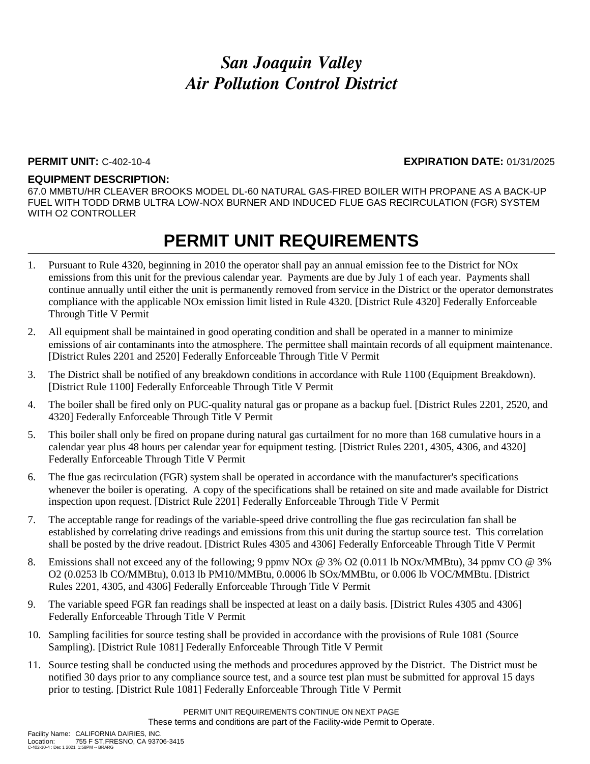# *San Joaquin Valley*
# *Air Pollution Control District*

**PERMIT UNIT:** C-402-10-4 **EXPIRATION DATE:** 01/31/2025

**EQUIPMENT DESCRIPTION:**
67.0 MMBTU/HR CLEAVER BROOKS MODEL DL-60 NATURAL GAS-FIRED BOILER WITH PROPANE AS A BACK-UP FUEL WITH TODD DRMB ULTRA LOW-NOX BURNER AND INDUCED FLUE GAS RECIRCULATION (FGR) SYSTEM WITH O2 CONTROLLER

## PERMIT UNIT REQUIREMENTS

1. Pursuant to Rule 4320, beginning in 2010 the operator shall pay an annual emission fee to the District for NOx emissions from this unit for the previous calendar year. Payments are due by July 1 of each year. Payments shall continue annually until either the unit is permanently removed from service in the District or the operator demonstrates compliance with the applicable NOx emission limit listed in Rule 4320. [District Rule 4320] Federally Enforceable Through Title V Permit
2. All equipment shall be maintained in good operating condition and shall be operated in a manner to minimize emissions of air contaminants into the atmosphere. The permittee shall maintain records of all equipment maintenance. [District Rules 2201 and 2520] Federally Enforceable Through Title V Permit
3. The District shall be notified of any breakdown conditions in accordance with Rule 1100 (Equipment Breakdown). [District Rule 1100] Federally Enforceable Through Title V Permit
4. The boiler shall be fired only on PUC-quality natural gas or propane as a backup fuel. [District Rules 2201, 2520, and 4320] Federally Enforceable Through Title V Permit
5. This boiler shall only be fired on propane during natural gas curtailment for no more than 168 cumulative hours in a calendar year plus 48 hours per calendar year for equipment testing. [District Rules 2201, 4305, 4306, and 4320] Federally Enforceable Through Title V Permit
6. The flue gas recirculation (FGR) system shall be operated in accordance with the manufacturer's specifications whenever the boiler is operating. A copy of the specifications shall be retained on site and made available for District inspection upon request. [District Rule 2201] Federally Enforceable Through Title V Permit
7. The acceptable range for readings of the variable-speed drive controlling the flue gas recirculation fan shall be established by correlating drive readings and emissions from this unit during the startup source test. This correlation shall be posted by the drive readout. [District Rules 4305 and 4306] Federally Enforceable Through Title V Permit
8. Emissions shall not exceed any of the following; 9 ppmv NOx @ 3% O2 (0.011 lb NOx/MMBtu), 34 ppmv CO @ 3% O2 (0.0253 lb CO/MMBtu), 0.013 lb PM10/MMBtu, 0.0006 lb SOx/MMBtu, or 0.006 lb VOC/MMBtu. [District Rules 2201, 4305, and 4306] Federally Enforceable Through Title V Permit
9. The variable speed FGR fan readings shall be inspected at least on a daily basis. [District Rules 4305 and 4306] Federally Enforceable Through Title V Permit
10. Sampling facilities for source testing shall be provided in accordance with the provisions of Rule 1081 (Source Sampling). [District Rule 1081] Federally Enforceable Through Title V Permit
11. Source testing shall be conducted using the methods and procedures approved by the District. The District must be notified 30 days prior to any compliance source test, and a source test plan must be submitted for approval 15 days prior to testing. [District Rule 1081] Federally Enforceable Through Title V Permit

PERMIT UNIT REQUIREMENTS CONTINUE ON NEXT PAGE
These terms and conditions are part of the Facility-wide Permit to Operate.

Facility Name: CALIFORNIA DAIRIES, INC.
Location: 755 F ST,FRESNO, CA 93706-3415
C-402-10-4 : Dec 1 2021 1:58PM -- BRARG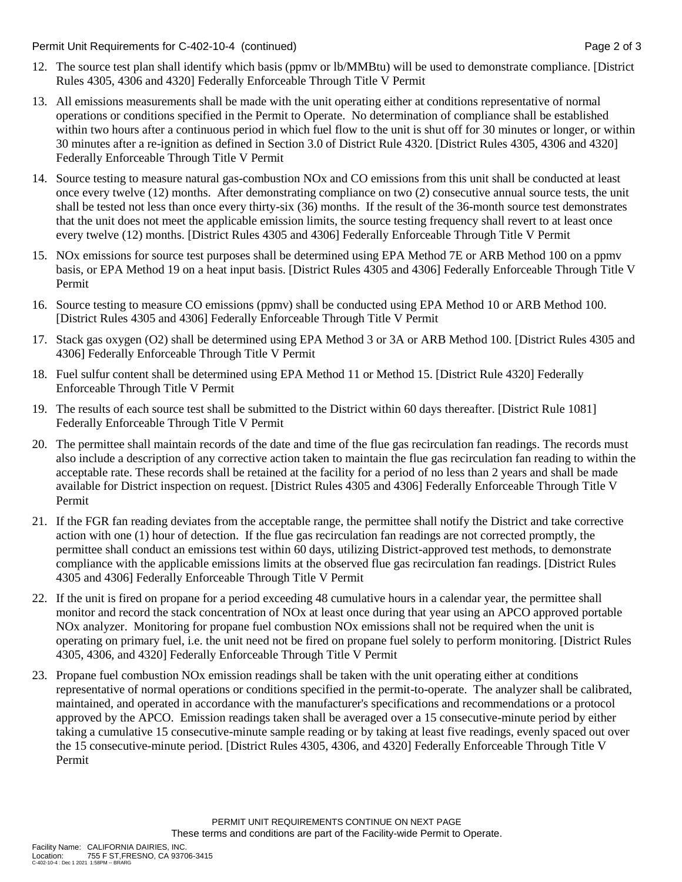12. The source test plan shall identify which basis (ppmv or lb/MMBtu) will be used to demonstrate compliance. [District Rules 4305, 4306 and 4320] Federally Enforceable Through Title V Permit

13. All emissions measurements shall be made with the unit operating either at conditions representative of normal operations or conditions specified in the Permit to Operate. No determination of compliance shall be established within two hours after a continuous period in which fuel flow to the unit is shut off for 30 minutes or longer, or within 30 minutes after a re-ignition as defined in Section 3.0 of District Rule 4320. [District Rules 4305, 4306 and 4320] Federally Enforceable Through Title V Permit

14. Source testing to measure natural gas-combustion NOx and CO emissions from this unit shall be conducted at least once every twelve (12) months. After demonstrating compliance on two (2) consecutive annual source tests, the unit shall be tested not less than once every thirty-six (36) months. If the result of the 36-month source test demonstrates that the unit does not meet the applicable emission limits, the source testing frequency shall revert to at least once every twelve (12) months. [District Rules 4305 and 4306] Federally Enforceable Through Title V Permit

15. NOx emissions for source test purposes shall be determined using EPA Method 7E or ARB Method 100 on a ppmv basis, or EPA Method 19 on a heat input basis. [District Rules 4305 and 4306] Federally Enforceable Through Title V Permit

16. Source testing to measure CO emissions (ppmv) shall be conducted using EPA Method 10 or ARB Method 100. [District Rules 4305 and 4306] Federally Enforceable Through Title V Permit

17. Stack gas oxygen (O2) shall be determined using EPA Method 3 or 3A or ARB Method 100. [District Rules 4305 and 4306] Federally Enforceable Through Title V Permit

18. Fuel sulfur content shall be determined using EPA Method 11 or Method 15. [District Rule 4320] Federally Enforceable Through Title V Permit

19. The results of each source test shall be submitted to the District within 60 days thereafter. [District Rule 1081] Federally Enforceable Through Title V Permit

20. The permittee shall maintain records of the date and time of the flue gas recirculation fan readings. The records must also include a description of any corrective action taken to maintain the flue gas recirculation fan reading to within the acceptable rate. These records shall be retained at the facility for a period of no less than 2 years and shall be made available for District inspection on request. [District Rules 4305 and 4306] Federally Enforceable Through Title V Permit

21. If the FGR fan reading deviates from the acceptable range, the permittee shall notify the District and take corrective action with one (1) hour of detection. If the flue gas recirculation fan readings are not corrected promptly, the permittee shall conduct an emissions test within 60 days, utilizing District-approved test methods, to demonstrate compliance with the applicable emissions limits at the observed flue gas recirculation fan readings. [District Rules 4305 and 4306] Federally Enforceable Through Title V Permit

22. If the unit is fired on propane for a period exceeding 48 cumulative hours in a calendar year, the permittee shall monitor and record the stack concentration of NOx at least once during that year using an APCO approved portable NOx analyzer. Monitoring for propane fuel combustion NOx emissions shall not be required when the unit is operating on primary fuel, i.e. the unit need not be fired on propane fuel solely to perform monitoring. [District Rules 4305, 4306, and 4320] Federally Enforceable Through Title V Permit

23. Propane fuel combustion NOx emission readings shall be taken with the unit operating either at conditions representative of normal operations or conditions specified in the permit-to-operate. The analyzer shall be calibrated, maintained, and operated in accordance with the manufacturer's specifications and recommendations or a protocol approved by the APCO. Emission readings taken shall be averaged over a 15 consecutive-minute period by either taking a cumulative 15 consecutive-minute sample reading or by taking at least five readings, evenly spaced out over the 15 consecutive-minute period. [District Rules 4305, 4306, and 4320] Federally Enforceable Through Title V Permit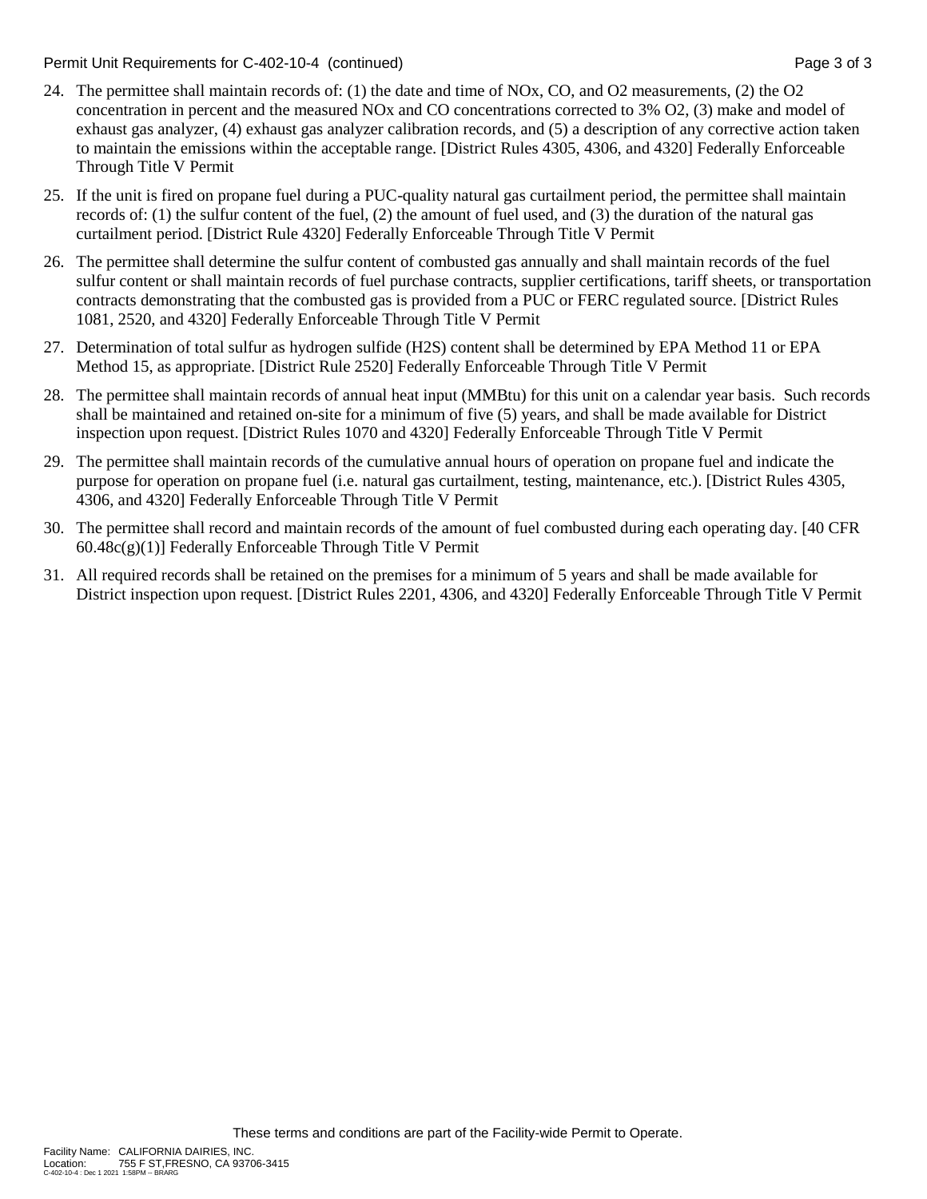24. The permittee shall maintain records of: (1) the date and time of NOx, CO, and O2 measurements, (2) the O2 concentration in percent and the measured NOx and CO concentrations corrected to 3% O2, (3) make and model of exhaust gas analyzer, (4) exhaust gas analyzer calibration records, and (5) a description of any corrective action taken to maintain the emissions within the acceptable range. [District Rules 4305, 4306, and 4320] Federally Enforceable Through Title V Permit

25. If the unit is fired on propane fuel during a PUC-quality natural gas curtailment period, the permittee shall maintain records of: (1) the sulfur content of the fuel, (2) the amount of fuel used, and (3) the duration of the natural gas curtailment period. [District Rule 4320] Federally Enforceable Through Title V Permit

26. The permittee shall determine the sulfur content of combusted gas annually and shall maintain records of the fuel sulfur content or shall maintain records of fuel purchase contracts, supplier certifications, tariff sheets, or transportation contracts demonstrating that the combusted gas is provided from a PUC or FERC regulated source. [District Rules 1081, 2520, and 4320] Federally Enforceable Through Title V Permit

27. Determination of total sulfur as hydrogen sulfide (H2S) content shall be determined by EPA Method 11 or EPA Method 15, as appropriate. [District Rule 2520] Federally Enforceable Through Title V Permit

28. The permittee shall maintain records of annual heat input (MMBtu) for this unit on a calendar year basis. Such records shall be maintained and retained on-site for a minimum of five (5) years, and shall be made available for District inspection upon request. [District Rules 1070 and 4320] Federally Enforceable Through Title V Permit

29. The permittee shall maintain records of the cumulative annual hours of operation on propane fuel and indicate the purpose for operation on propane fuel (i.e. natural gas curtailment, testing, maintenance, etc.). [District Rules 4305, 4306, and 4320] Federally Enforceable Through Title V Permit

30. The permittee shall record and maintain records of the amount of fuel combusted during each operating day. [40 CFR 60.48c(g)(1)] Federally Enforceable Through Title V Permit

31. All required records shall be retained on the premises for a minimum of 5 years and shall be made available for District inspection upon request. [District Rules 2201, 4306, and 4320] Federally Enforceable Through Title V Permit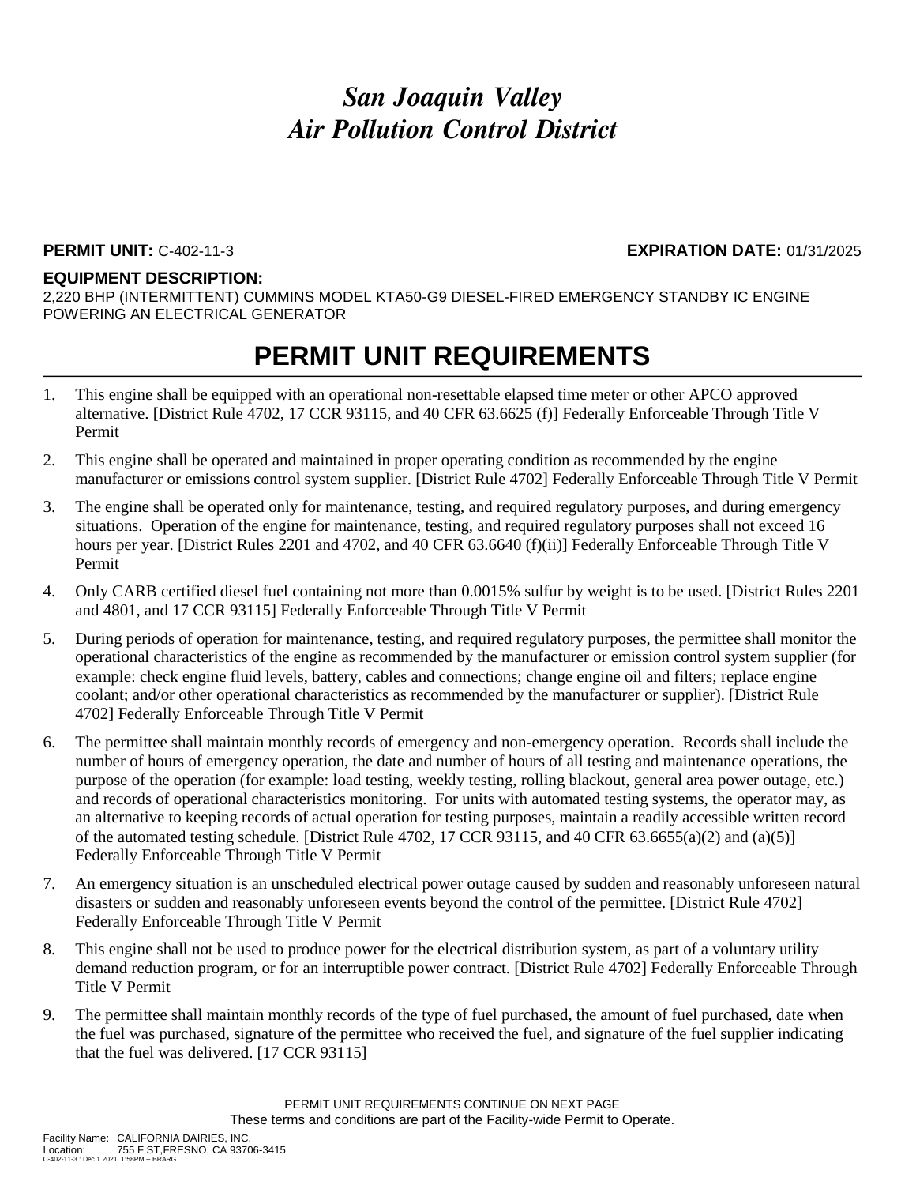# *San Joaquin Valley*
# *Air Pollution Control District*

**PERMIT UNIT:** C-402-11-3 **EXPIRATION DATE:** 01/31/2025

**EQUIPMENT DESCRIPTION:**
2,220 BHP (INTERMITTENT) CUMMINS MODEL KTA50-G9 DIESEL-FIRED EMERGENCY STANDBY IC ENGINE POWERING AN ELECTRICAL GENERATOR

## PERMIT UNIT REQUIREMENTS

1. This engine shall be equipped with an operational non-resettable elapsed time meter or other APCO approved alternative. [District Rule 4702, 17 CCR 93115, and 40 CFR 63.6625 (f)] Federally Enforceable Through Title V Permit
2. This engine shall be operated and maintained in proper operating condition as recommended by the engine manufacturer or emissions control system supplier. [District Rule 4702] Federally Enforceable Through Title V Permit
3. The engine shall be operated only for maintenance, testing, and required regulatory purposes, and during emergency situations. Operation of the engine for maintenance, testing, and required regulatory purposes shall not exceed 16 hours per year. [District Rules 2201 and 4702, and 40 CFR 63.6640 (f)(ii)] Federally Enforceable Through Title V Permit
4. Only CARB certified diesel fuel containing not more than 0.0015% sulfur by weight is to be used. [District Rules 2201 and 4801, and 17 CCR 93115] Federally Enforceable Through Title V Permit
5. During periods of operation for maintenance, testing, and required regulatory purposes, the permittee shall monitor the operational characteristics of the engine as recommended by the manufacturer or emission control system supplier (for example: check engine fluid levels, battery, cables and connections; change engine oil and filters; replace engine coolant; and/or other operational characteristics as recommended by the manufacturer or supplier). [District Rule 4702] Federally Enforceable Through Title V Permit
6. The permittee shall maintain monthly records of emergency and non-emergency operation. Records shall include the number of hours of emergency operation, the date and number of hours of all testing and maintenance operations, the purpose of the operation (for example: load testing, weekly testing, rolling blackout, general area power outage, etc.) and records of operational characteristics monitoring. For units with automated testing systems, the operator may, as an alternative to keeping records of actual operation for testing purposes, maintain a readily accessible written record of the automated testing schedule. [District Rule 4702, 17 CCR 93115, and 40 CFR 63.6655(a)(2) and (a)(5)] Federally Enforceable Through Title V Permit
7. An emergency situation is an unscheduled electrical power outage caused by sudden and reasonably unforeseen natural disasters or sudden and reasonably unforeseen events beyond the control of the permittee. [District Rule 4702] Federally Enforceable Through Title V Permit
8. This engine shall not be used to produce power for the electrical distribution system, as part of a voluntary utility demand reduction program, or for an interruptible power contract. [District Rule 4702] Federally Enforceable Through Title V Permit
9. The permittee shall maintain monthly records of the type of fuel purchased, the amount of fuel purchased, date when the fuel was purchased, signature of the permittee who received the fuel, and signature of the fuel supplier indicating that the fuel was delivered. [17 CCR 93115]

PERMIT UNIT REQUIREMENTS CONTINUE ON NEXT PAGE
These terms and conditions are part of the Facility-wide Permit to Operate.

Facility Name: CALIFORNIA DAIRIES, INC.
Location: 755 F ST,FRESNO, CA 93706-3415
C-402-11-3 : Dec 1 2021 1:58PM -- BRARG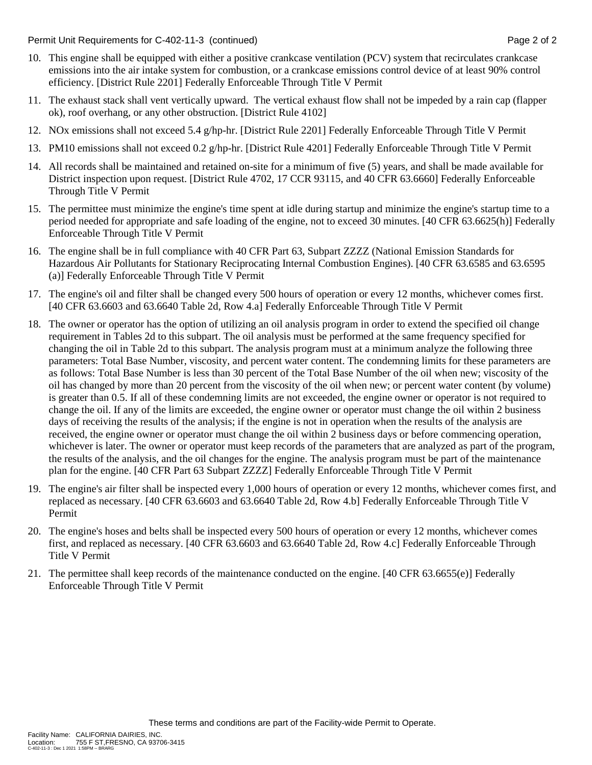Permit Unit Requirements for C-402-11-3 (continued)

10. This engine shall be equipped with either a positive crankcase ventilation (PCV) system that recirculates crankcase emissions into the air intake system for combustion, or a crankcase emissions control device of at least 90% control efficiency. [District Rule 2201] Federally Enforceable Through Title V Permit
11. The exhaust stack shall vent vertically upward. The vertical exhaust flow shall not be impeded by a rain cap (flapper ok), roof overhang, or any other obstruction. [District Rule 4102]
12. NOx emissions shall not exceed 5.4 g/hp-hr. [District Rule 2201] Federally Enforceable Through Title V Permit
13. PM10 emissions shall not exceed 0.2 g/hp-hr. [District Rule 4201] Federally Enforceable Through Title V Permit
14. All records shall be maintained and retained on-site for a minimum of five (5) years, and shall be made available for District inspection upon request. [District Rule 4702, 17 CCR 93115, and 40 CFR 63.6660] Federally Enforceable Through Title V Permit
15. The permittee must minimize the engine's time spent at idle during startup and minimize the engine's startup time to a period needed for appropriate and safe loading of the engine, not to exceed 30 minutes. [40 CFR 63.6625(h)] Federally Enforceable Through Title V Permit
16. The engine shall be in full compliance with 40 CFR Part 63, Subpart ZZZZ (National Emission Standards for Hazardous Air Pollutants for Stationary Reciprocating Internal Combustion Engines). [40 CFR 63.6585 and 63.6595 (a)] Federally Enforceable Through Title V Permit
17. The engine's oil and filter shall be changed every 500 hours of operation or every 12 months, whichever comes first. [40 CFR 63.6603 and 63.6640 Table 2d, Row 4.a] Federally Enforceable Through Title V Permit
18. The owner or operator has the option of utilizing an oil analysis program in order to extend the specified oil change requirement in Tables 2d to this subpart. The oil analysis must be performed at the same frequency specified for changing the oil in Table 2d to this subpart. The analysis program must at a minimum analyze the following three parameters: Total Base Number, viscosity, and percent water content. The condemning limits for these parameters are as follows: Total Base Number is less than 30 percent of the Total Base Number of the oil when new; viscosity of the oil has changed by more than 20 percent from the viscosity of the oil when new; or percent water content (by volume) is greater than 0.5. If all of these condemning limits are not exceeded, the engine owner or operator is not required to change the oil. If any of the limits are exceeded, the engine owner or operator must change the oil within 2 business days of receiving the results of the analysis; if the engine is not in operation when the results of the analysis are received, the engine owner or operator must change the oil within 2 business days or before commencing operation, whichever is later. The owner or operator must keep records of the parameters that are analyzed as part of the program, the results of the analysis, and the oil changes for the engine. The analysis program must be part of the maintenance plan for the engine. [40 CFR Part 63 Subpart ZZZZ] Federally Enforceable Through Title V Permit
19. The engine's air filter shall be inspected every 1,000 hours of operation or every 12 months, whichever comes first, and replaced as necessary. [40 CFR 63.6603 and 63.6640 Table 2d, Row 4.b] Federally Enforceable Through Title V Permit
20. The engine's hoses and belts shall be inspected every 500 hours of operation or every 12 months, whichever comes first, and replaced as necessary. [40 CFR 63.6603 and 63.6640 Table 2d, Row 4.c] Federally Enforceable Through Title V Permit
21. The permittee shall keep records of the maintenance conducted on the engine. [40 CFR 63.6655(e)] Federally Enforceable Through Title V Permit

These terms and conditions are part of the Facility-wide Permit to Operate.

Facility Name: CALIFORNIA DAIRIES, INC.
Location: 755 F ST,FRESNO, CA 93706-3415
C-402-11-3 : Dec 1 2021 1:58PM -- BRARG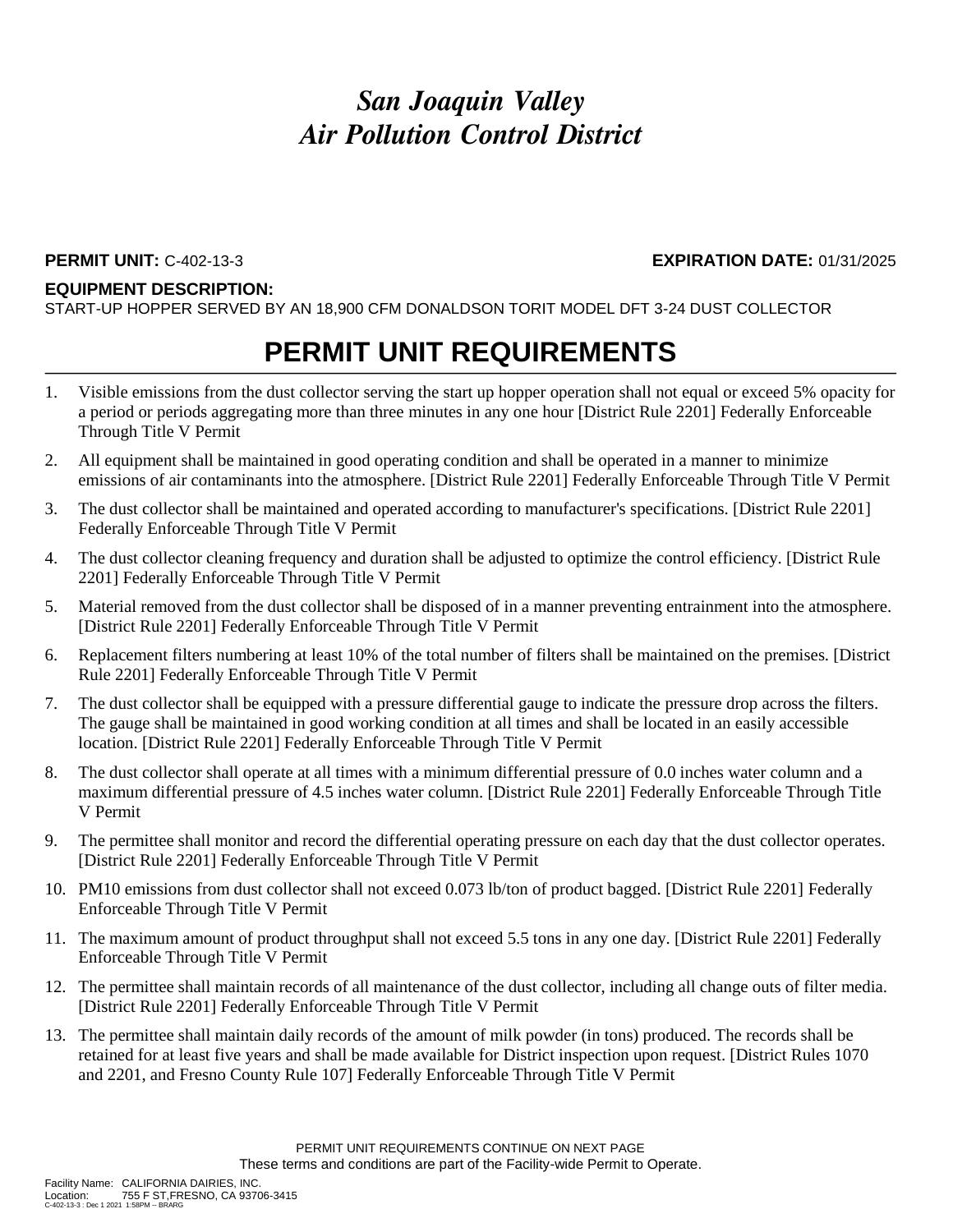# *San Joaquin Valley*
# *Air Pollution Control District*

**PERMIT UNIT:** C-402-13-3 **EXPIRATION DATE:** 01/31/2025

**EQUIPMENT DESCRIPTION:**
START-UP HOPPER SERVED BY AN 18,900 CFM DONALDSON TORIT MODEL DFT 3-24 DUST COLLECTOR

## PERMIT UNIT REQUIREMENTS

1. Visible emissions from the dust collector serving the start up hopper operation shall not equal or exceed 5% opacity for a period or periods aggregating more than three minutes in any one hour [District Rule 2201] Federally Enforceable Through Title V Permit
2. All equipment shall be maintained in good operating condition and shall be operated in a manner to minimize emissions of air contaminants into the atmosphere. [District Rule 2201] Federally Enforceable Through Title V Permit
3. The dust collector shall be maintained and operated according to manufacturer's specifications. [District Rule 2201] Federally Enforceable Through Title V Permit
4. The dust collector cleaning frequency and duration shall be adjusted to optimize the control efficiency. [District Rule 2201] Federally Enforceable Through Title V Permit
5. Material removed from the dust collector shall be disposed of in a manner preventing entrainment into the atmosphere. [District Rule 2201] Federally Enforceable Through Title V Permit
6. Replacement filters numbering at least 10% of the total number of filters shall be maintained on the premises. [District Rule 2201] Federally Enforceable Through Title V Permit
7. The dust collector shall be equipped with a pressure differential gauge to indicate the pressure drop across the filters. The gauge shall be maintained in good working condition at all times and shall be located in an easily accessible location. [District Rule 2201] Federally Enforceable Through Title V Permit
8. The dust collector shall operate at all times with a minimum differential pressure of 0.0 inches water column and a maximum differential pressure of 4.5 inches water column. [District Rule 2201] Federally Enforceable Through Title V Permit
9. The permittee shall monitor and record the differential operating pressure on each day that the dust collector operates. [District Rule 2201] Federally Enforceable Through Title V Permit
10. PM10 emissions from dust collector shall not exceed 0.073 lb/ton of product bagged. [District Rule 2201] Federally Enforceable Through Title V Permit
11. The maximum amount of product throughput shall not exceed 5.5 tons in any one day. [District Rule 2201] Federally Enforceable Through Title V Permit
12. The permittee shall maintain records of all maintenance of the dust collector, including all change outs of filter media. [District Rule 2201] Federally Enforceable Through Title V Permit
13. The permittee shall maintain daily records of the amount of milk powder (in tons) produced. The records shall be retained for at least five years and shall be made available for District inspection upon request. [District Rules 1070 and 2201, and Fresno County Rule 107] Federally Enforceable Through Title V Permit

PERMIT UNIT REQUIREMENTS CONTINUE ON NEXT PAGE
These terms and conditions are part of the Facility-wide Permit to Operate.

Facility Name: CALIFORNIA DAIRIES, INC.
Location: 755 F ST,FRESNO, CA 93706-3415
C-402-13-3 : Dec 1 2021 1:58PM -- BRARG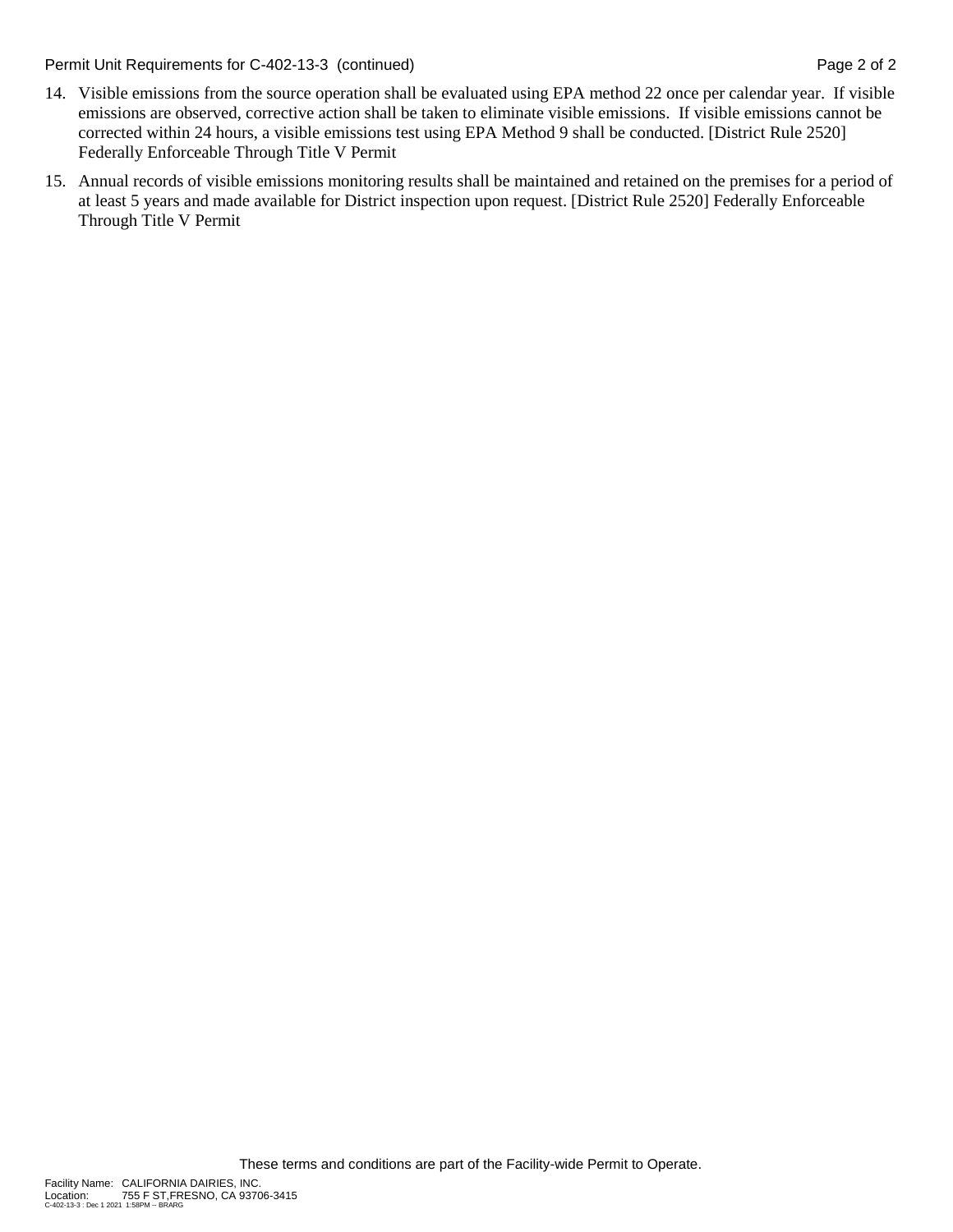14. Visible emissions from the source operation shall be evaluated using EPA method 22 once per calendar year. If visible emissions are observed, corrective action shall be taken to eliminate visible emissions. If visible emissions cannot be corrected within 24 hours, a visible emissions test using EPA Method 9 shall be conducted. [District Rule 2520] Federally Enforceable Through Title V Permit

15. Annual records of visible emissions monitoring results shall be maintained and retained on the premises for a period of at least 5 years and made available for District inspection upon request. [District Rule 2520] Federally Enforceable Through Title V Permit

These terms and conditions are part of the Facility-wide Permit to Operate.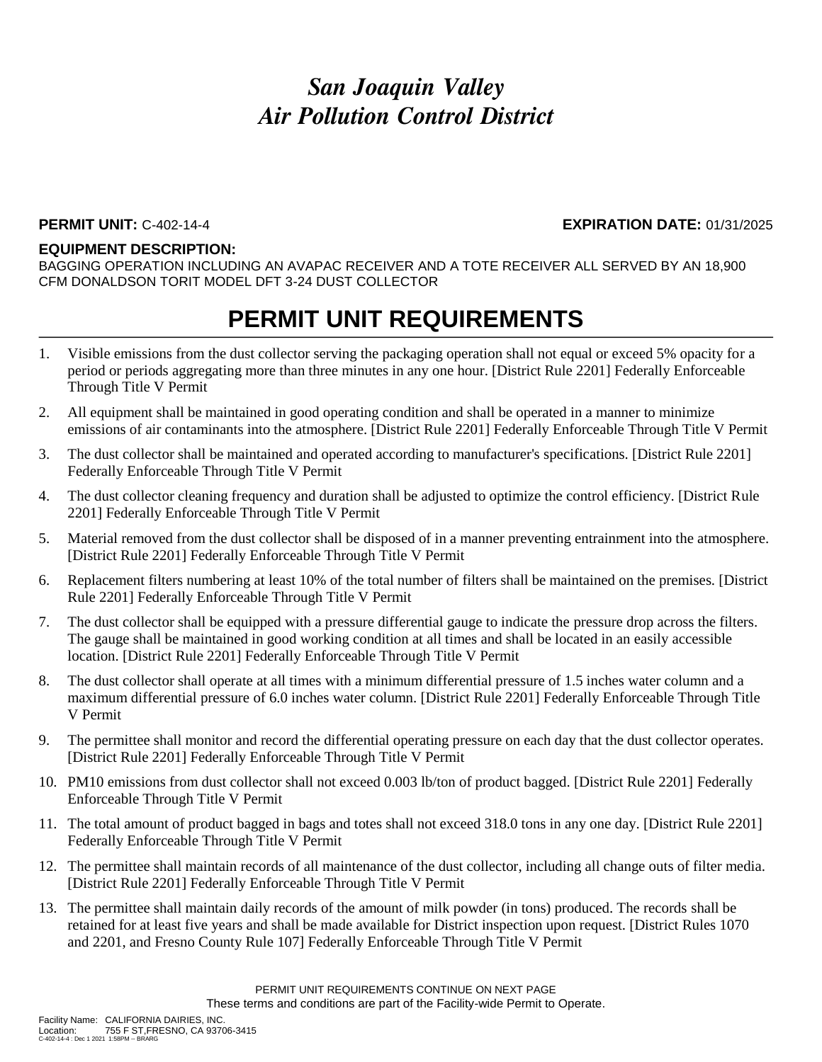# *San Joaquin Valley Air Pollution Control District*

**PERMIT UNIT:** C-402-14-4 **EXPIRATION DATE:** 01/31/2025

**EQUIPMENT DESCRIPTION:**

BAGGING OPERATION INCLUDING AN AVAPAC RECEIVER AND A TOTE RECEIVER ALL SERVED BY AN 18,900 CFM DONALDSON TORIT MODEL DFT 3-24 DUST COLLECTOR

## PERMIT UNIT REQUIREMENTS

1. Visible emissions from the dust collector serving the packaging operation shall not equal or exceed 5% opacity for a period or periods aggregating more than three minutes in any one hour. [District Rule 2201] Federally Enforceable Through Title V Permit
2. All equipment shall be maintained in good operating condition and shall be operated in a manner to minimize emissions of air contaminants into the atmosphere. [District Rule 2201] Federally Enforceable Through Title V Permit
3. The dust collector shall be maintained and operated according to manufacturer's specifications. [District Rule 2201] Federally Enforceable Through Title V Permit
4. The dust collector cleaning frequency and duration shall be adjusted to optimize the control efficiency. [District Rule 2201] Federally Enforceable Through Title V Permit
5. Material removed from the dust collector shall be disposed of in a manner preventing entrainment into the atmosphere. [District Rule 2201] Federally Enforceable Through Title V Permit
6. Replacement filters numbering at least 10% of the total number of filters shall be maintained on the premises. [District Rule 2201] Federally Enforceable Through Title V Permit
7. The dust collector shall be equipped with a pressure differential gauge to indicate the pressure drop across the filters. The gauge shall be maintained in good working condition at all times and shall be located in an easily accessible location. [District Rule 2201] Federally Enforceable Through Title V Permit
8. The dust collector shall operate at all times with a minimum differential pressure of 1.5 inches water column and a maximum differential pressure of 6.0 inches water column. [District Rule 2201] Federally Enforceable Through Title V Permit
9. The permittee shall monitor and record the differential operating pressure on each day that the dust collector operates. [District Rule 2201] Federally Enforceable Through Title V Permit
10. PM10 emissions from dust collector shall not exceed 0.003 lb/ton of product bagged. [District Rule 2201] Federally Enforceable Through Title V Permit
11. The total amount of product bagged in bags and totes shall not exceed 318.0 tons in any one day. [District Rule 2201] Federally Enforceable Through Title V Permit
12. The permittee shall maintain records of all maintenance of the dust collector, including all change outs of filter media. [District Rule 2201] Federally Enforceable Through Title V Permit
13. The permittee shall maintain daily records of the amount of milk powder (in tons) produced. The records shall be retained for at least five years and shall be made available for District inspection upon request. [District Rules 1070 and 2201, and Fresno County Rule 107] Federally Enforceable Through Title V Permit

PERMIT UNIT REQUIREMENTS CONTINUE ON NEXT PAGE

These terms and conditions are part of the Facility-wide Permit to Operate.

Facility Name: CALIFORNIA DAIRIES, INC.
Location: 755 F ST,FRESNO, CA 93706-3415
C-402-14-4 : Dec 1 2021 1:58PM -- BRARG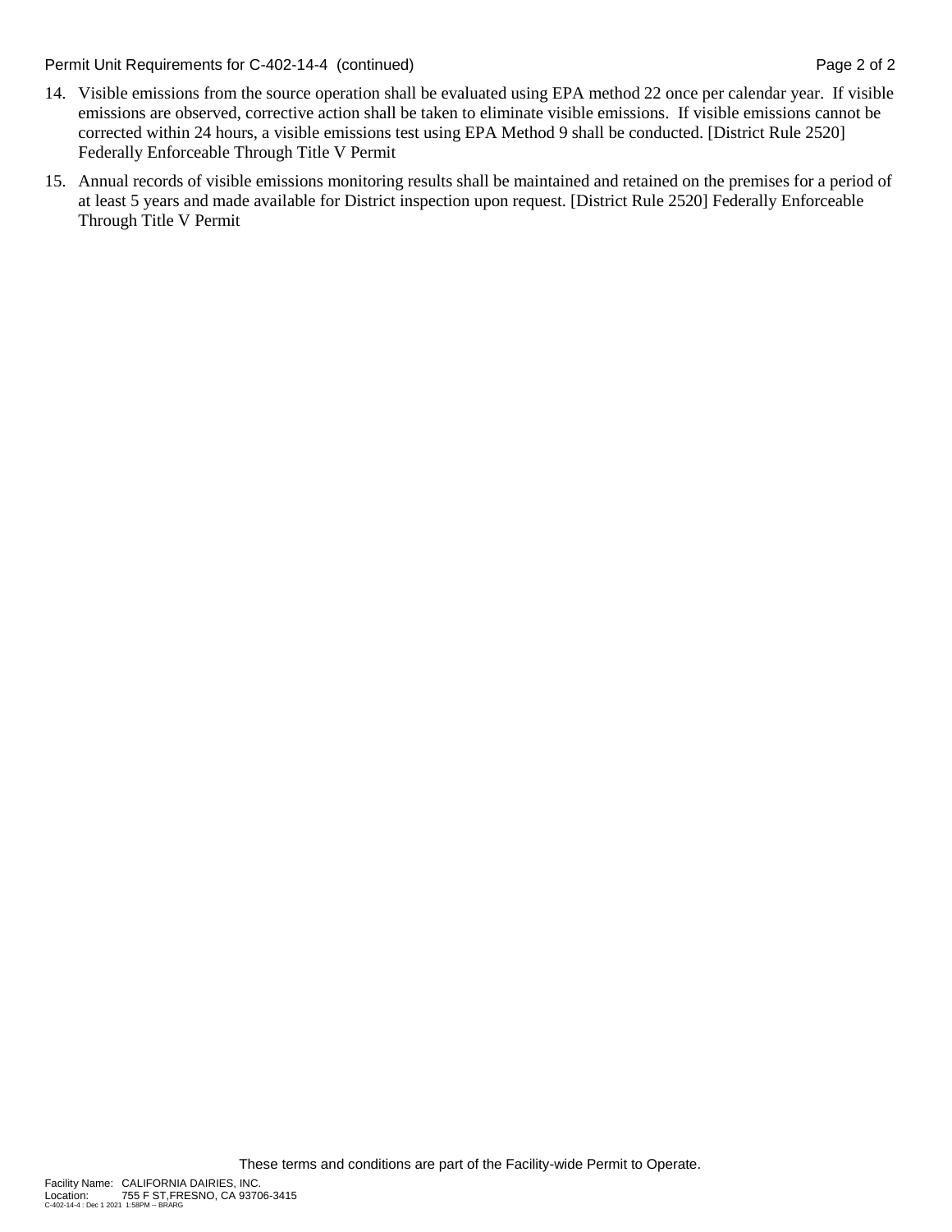14. Visible emissions from the source operation shall be evaluated using EPA method 22 once per calendar year. If visible emissions are observed, corrective action shall be taken to eliminate visible emissions. If visible emissions cannot be corrected within 24 hours, a visible emissions test using EPA Method 9 shall be conducted. [District Rule 2520] Federally Enforceable Through Title V Permit

15. Annual records of visible emissions monitoring results shall be maintained and retained on the premises for a period of at least 5 years and made available for District inspection upon request. [District Rule 2520] Federally Enforceable Through Title V Permit

These terms and conditions are part of the Facility-wide Permit to Operate.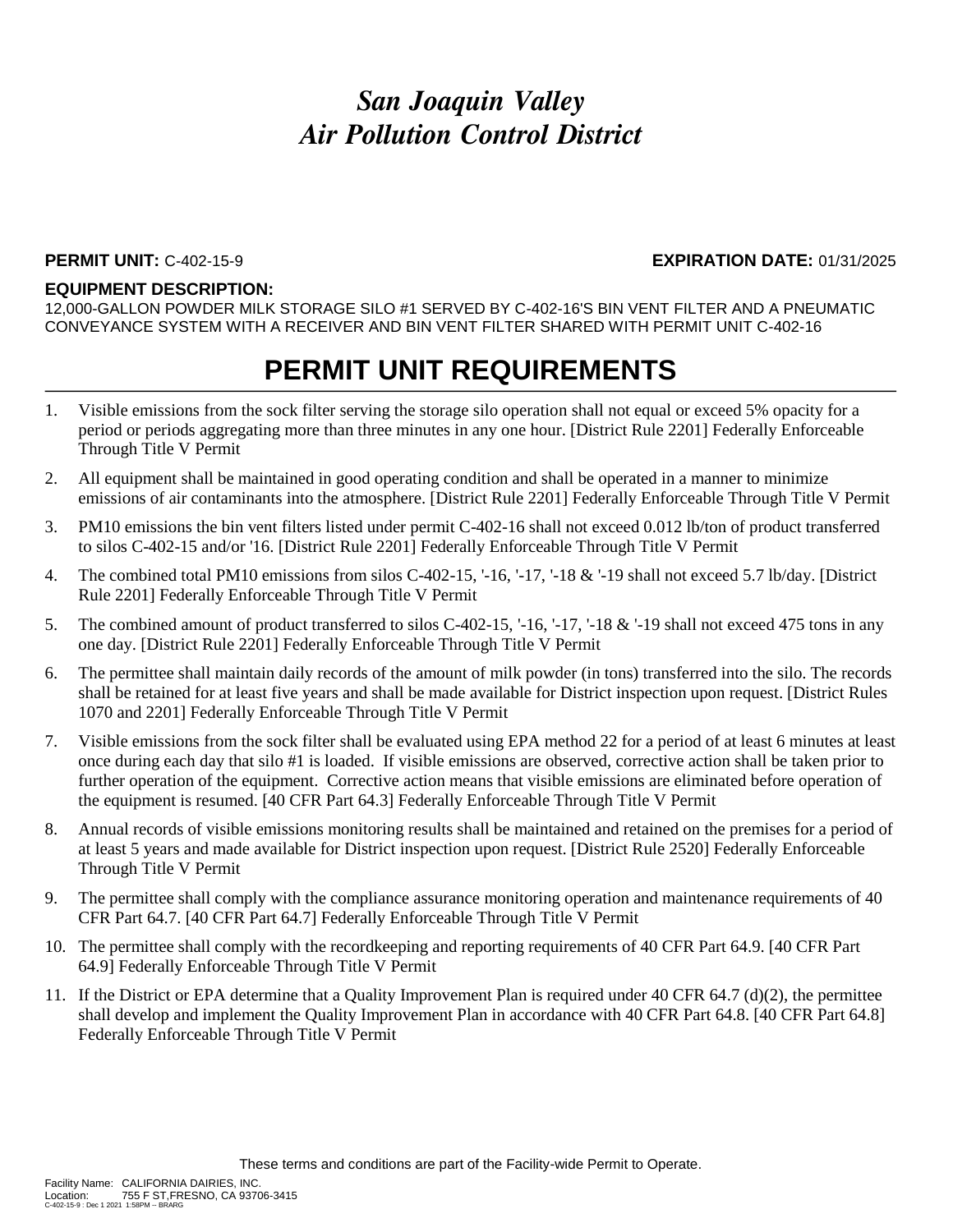# *San Joaquin Valley Air Pollution Control District*

**PERMIT UNIT:** C-402-15-9 **EXPIRATION DATE:** 01/31/2025

**EQUIPMENT DESCRIPTION:**
12,000-GALLON POWDER MILK STORAGE SILO #1 SERVED BY C-402-16'S BIN VENT FILTER AND A PNEUMATIC CONVEYANCE SYSTEM WITH A RECEIVER AND BIN VENT FILTER SHARED WITH PERMIT UNIT C-402-16

# PERMIT UNIT REQUIREMENTS

1. Visible emissions from the sock filter serving the storage silo operation shall not equal or exceed 5% opacity for a period or periods aggregating more than three minutes in any one hour. [District Rule 2201] Federally Enforceable Through Title V Permit
2. All equipment shall be maintained in good operating condition and shall be operated in a manner to minimize emissions of air contaminants into the atmosphere. [District Rule 2201] Federally Enforceable Through Title V Permit
3. PM10 emissions the bin vent filters listed under permit C-402-16 shall not exceed 0.012 lb/ton of product transferred to silos C-402-15 and/or '16. [District Rule 2201] Federally Enforceable Through Title V Permit
4. The combined total PM10 emissions from silos C-402-15, '-16, '-17, '-18 & '-19 shall not exceed 5.7 lb/day. [District Rule 2201] Federally Enforceable Through Title V Permit
5. The combined amount of product transferred to silos C-402-15, '-16, '-17, '-18 & '-19 shall not exceed 475 tons in any one day. [District Rule 2201] Federally Enforceable Through Title V Permit
6. The permittee shall maintain daily records of the amount of milk powder (in tons) transferred into the silo. The records shall be retained for at least five years and shall be made available for District inspection upon request. [District Rules 1070 and 2201] Federally Enforceable Through Title V Permit
7. Visible emissions from the sock filter shall be evaluated using EPA method 22 for a period of at least 6 minutes at least once during each day that silo #1 is loaded. If visible emissions are observed, corrective action shall be taken prior to further operation of the equipment. Corrective action means that visible emissions are eliminated before operation of the equipment is resumed. [40 CFR Part 64.3] Federally Enforceable Through Title V Permit
8. Annual records of visible emissions monitoring results shall be maintained and retained on the premises for a period of at least 5 years and made available for District inspection upon request. [District Rule 2520] Federally Enforceable Through Title V Permit
9. The permittee shall comply with the compliance assurance monitoring operation and maintenance requirements of 40 CFR Part 64.7. [40 CFR Part 64.7] Federally Enforceable Through Title V Permit
10. The permittee shall comply with the recordkeeping and reporting requirements of 40 CFR Part 64.9. [40 CFR Part 64.9] Federally Enforceable Through Title V Permit
11. If the District or EPA determine that a Quality Improvement Plan is required under 40 CFR 64.7 (d)(2), the permittee shall develop and implement the Quality Improvement Plan in accordance with 40 CFR Part 64.8. [40 CFR Part 64.8] Federally Enforceable Through Title V Permit

These terms and conditions are part of the Facility-wide Permit to Operate.

Facility Name: CALIFORNIA DAIRIES, INC.
Location: 755 F ST,FRESNO, CA 93706-3415
C-402-15-9 : Dec 1 2021 1:58PM -- BRARG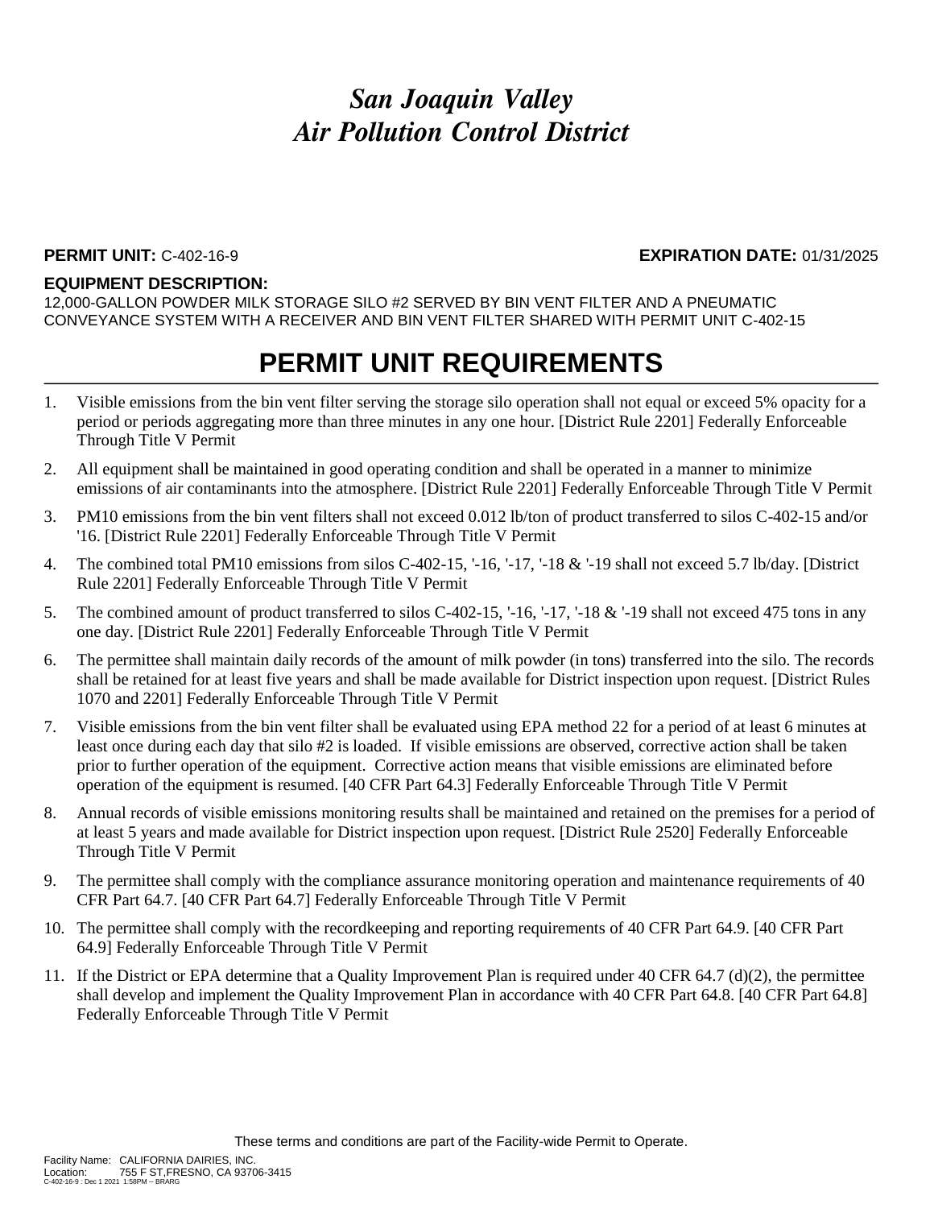# *San Joaquin Valley*
# *Air Pollution Control District*

**PERMIT UNIT:** C-402-16-9 **EXPIRATION DATE:** 01/31/2025

**EQUIPMENT DESCRIPTION:**
12,000-GALLON POWDER MILK STORAGE SILO #2 SERVED BY BIN VENT FILTER AND A PNEUMATIC CONVEYANCE SYSTEM WITH A RECEIVER AND BIN VENT FILTER SHARED WITH PERMIT UNIT C-402-15

## PERMIT UNIT REQUIREMENTS

1. Visible emissions from the bin vent filter serving the storage silo operation shall not equal or exceed 5% opacity for a period or periods aggregating more than three minutes in any one hour. [District Rule 2201] Federally Enforceable Through Title V Permit
2. All equipment shall be maintained in good operating condition and shall be operated in a manner to minimize emissions of air contaminants into the atmosphere. [District Rule 2201] Federally Enforceable Through Title V Permit
3. PM10 emissions from the bin vent filters shall not exceed 0.012 lb/ton of product transferred to silos C-402-15 and/or '16. [District Rule 2201] Federally Enforceable Through Title V Permit
4. The combined total PM10 emissions from silos C-402-15, '-16, '-17, '-18 & '-19 shall not exceed 5.7 lb/day. [District Rule 2201] Federally Enforceable Through Title V Permit
5. The combined amount of product transferred to silos C-402-15, '-16, '-17, '-18 & '-19 shall not exceed 475 tons in any one day. [District Rule 2201] Federally Enforceable Through Title V Permit
6. The permittee shall maintain daily records of the amount of milk powder (in tons) transferred into the silo. The records shall be retained for at least five years and shall be made available for District inspection upon request. [District Rules 1070 and 2201] Federally Enforceable Through Title V Permit
7. Visible emissions from the bin vent filter shall be evaluated using EPA method 22 for a period of at least 6 minutes at least once during each day that silo #2 is loaded. If visible emissions are observed, corrective action shall be taken prior to further operation of the equipment. Corrective action means that visible emissions are eliminated before operation of the equipment is resumed. [40 CFR Part 64.3] Federally Enforceable Through Title V Permit
8. Annual records of visible emissions monitoring results shall be maintained and retained on the premises for a period of at least 5 years and made available for District inspection upon request. [District Rule 2520] Federally Enforceable Through Title V Permit
9. The permittee shall comply with the compliance assurance monitoring operation and maintenance requirements of 40 CFR Part 64.7. [40 CFR Part 64.7] Federally Enforceable Through Title V Permit
10. The permittee shall comply with the recordkeeping and reporting requirements of 40 CFR Part 64.9. [40 CFR Part 64.9] Federally Enforceable Through Title V Permit
11. If the District or EPA determine that a Quality Improvement Plan is required under 40 CFR 64.7 (d)(2), the permittee shall develop and implement the Quality Improvement Plan in accordance with 40 CFR Part 64.8. [40 CFR Part 64.8] Federally Enforceable Through Title V Permit

These terms and conditions are part of the Facility-wide Permit to Operate.

Facility Name: CALIFORNIA DAIRIES, INC.
Location: 755 F ST,FRESNO, CA 93706-3415
C-402-16-9 : Dec 1 2021 1:58PM -- BRARG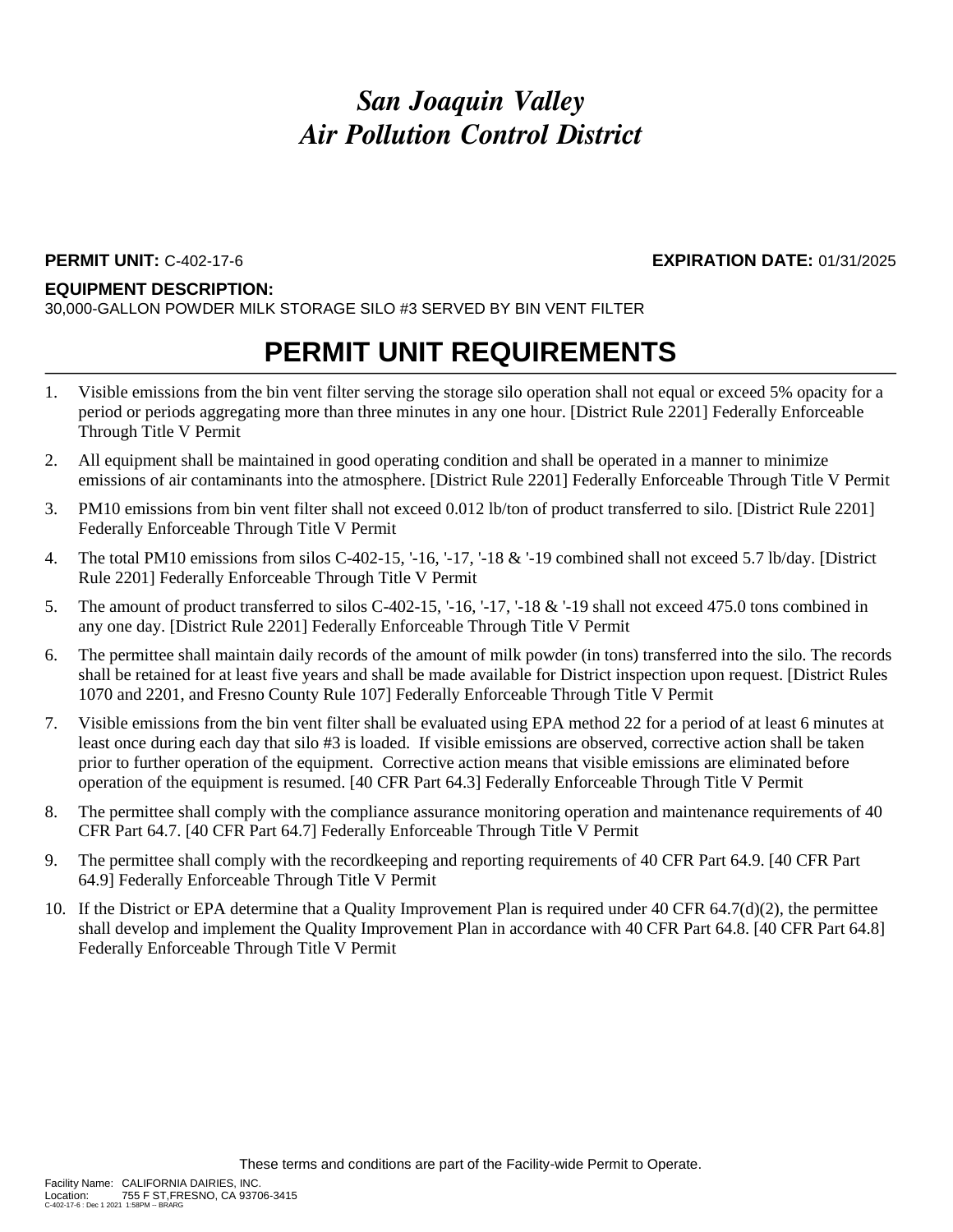# *San Joaquin Valley Air Pollution Control District*

**PERMIT UNIT:** C-402-17-6 **EXPIRATION DATE:** 01/31/2025

**EQUIPMENT DESCRIPTION:**
30,000-GALLON POWDER MILK STORAGE SILO #3 SERVED BY BIN VENT FILTER

## PERMIT UNIT REQUIREMENTS

1. Visible emissions from the bin vent filter serving the storage silo operation shall not equal or exceed 5% opacity for a period or periods aggregating more than three minutes in any one hour. [District Rule 2201] Federally Enforceable Through Title V Permit
2. All equipment shall be maintained in good operating condition and shall be operated in a manner to minimize emissions of air contaminants into the atmosphere. [District Rule 2201] Federally Enforceable Through Title V Permit
3. PM10 emissions from bin vent filter shall not exceed 0.012 lb/ton of product transferred to silo. [District Rule 2201] Federally Enforceable Through Title V Permit
4. The total PM10 emissions from silos C-402-15, '-16, '-17, '-18 & '-19 combined shall not exceed 5.7 lb/day. [District Rule 2201] Federally Enforceable Through Title V Permit
5. The amount of product transferred to silos C-402-15, '-16, '-17, '-18 & '-19 shall not exceed 475.0 tons combined in any one day. [District Rule 2201] Federally Enforceable Through Title V Permit
6. The permittee shall maintain daily records of the amount of milk powder (in tons) transferred into the silo. The records shall be retained for at least five years and shall be made available for District inspection upon request. [District Rules 1070 and 2201, and Fresno County Rule 107] Federally Enforceable Through Title V Permit
7. Visible emissions from the bin vent filter shall be evaluated using EPA method 22 for a period of at least 6 minutes at least once during each day that silo #3 is loaded. If visible emissions are observed, corrective action shall be taken prior to further operation of the equipment. Corrective action means that visible emissions are eliminated before operation of the equipment is resumed. [40 CFR Part 64.3] Federally Enforceable Through Title V Permit
8. The permittee shall comply with the compliance assurance monitoring operation and maintenance requirements of 40 CFR Part 64.7. [40 CFR Part 64.7] Federally Enforceable Through Title V Permit
9. The permittee shall comply with the recordkeeping and reporting requirements of 40 CFR Part 64.9. [40 CFR Part 64.9] Federally Enforceable Through Title V Permit
10. If the District or EPA determine that a Quality Improvement Plan is required under 40 CFR 64.7(d)(2), the permittee shall develop and implement the Quality Improvement Plan in accordance with 40 CFR Part 64.8. [40 CFR Part 64.8] Federally Enforceable Through Title V Permit

These terms and conditions are part of the Facility-wide Permit to Operate.

Facility Name: CALIFORNIA DAIRIES, INC.
Location: 755 F ST,FRESNO, CA 93706-3415
C-402-17-6 : Dec 1 2021 1:58PM -- BRARG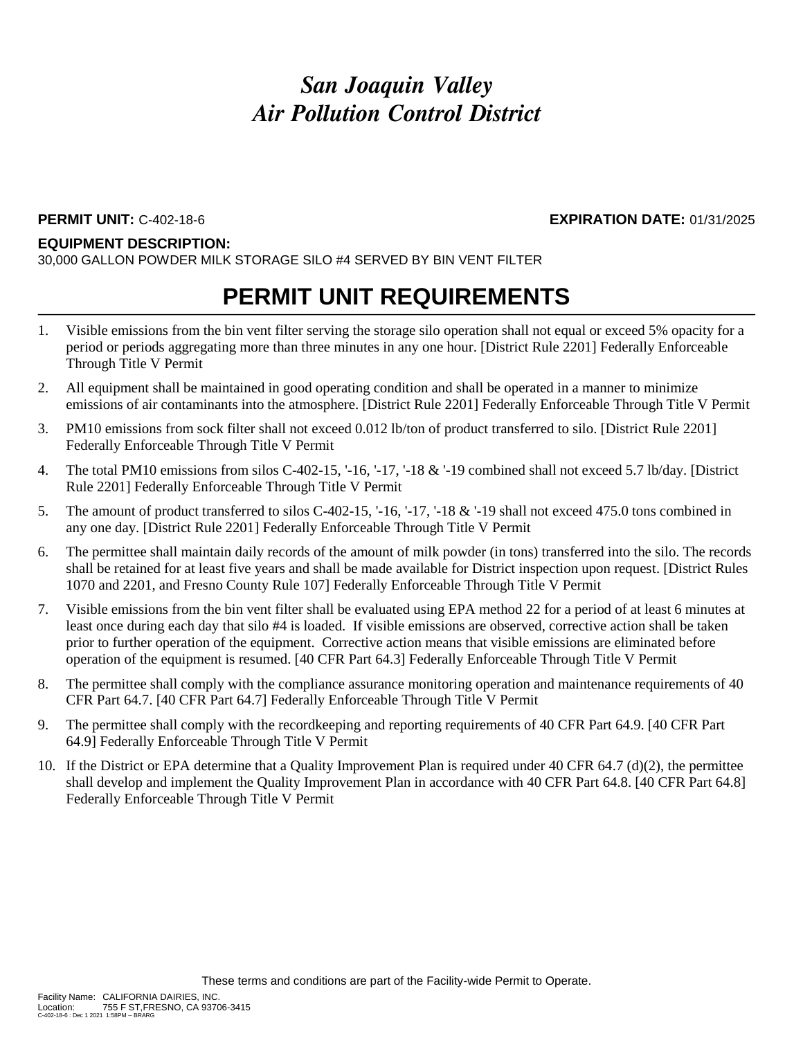# *San Joaquin Valley Air Pollution Control District*

**PERMIT UNIT:** C-402-18-6 **EXPIRATION DATE:** 01/31/2025

**EQUIPMENT DESCRIPTION:**
30,000 GALLON POWDER MILK STORAGE SILO #4 SERVED BY BIN VENT FILTER

## PERMIT UNIT REQUIREMENTS

1. Visible emissions from the bin vent filter serving the storage silo operation shall not equal or exceed 5% opacity for a period or periods aggregating more than three minutes in any one hour. [District Rule 2201] Federally Enforceable Through Title V Permit
2. All equipment shall be maintained in good operating condition and shall be operated in a manner to minimize emissions of air contaminants into the atmosphere. [District Rule 2201] Federally Enforceable Through Title V Permit
3. PM10 emissions from sock filter shall not exceed 0.012 lb/ton of product transferred to silo. [District Rule 2201] Federally Enforceable Through Title V Permit
4. The total PM10 emissions from silos C-402-15, '-16, '-17, '-18 & '-19 combined shall not exceed 5.7 lb/day. [District Rule 2201] Federally Enforceable Through Title V Permit
5. The amount of product transferred to silos C-402-15, '-16, '-17, '-18 & '-19 shall not exceed 475.0 tons combined in any one day. [District Rule 2201] Federally Enforceable Through Title V Permit
6. The permittee shall maintain daily records of the amount of milk powder (in tons) transferred into the silo. The records shall be retained for at least five years and shall be made available for District inspection upon request. [District Rules 1070 and 2201, and Fresno County Rule 107] Federally Enforceable Through Title V Permit
7. Visible emissions from the bin vent filter shall be evaluated using EPA method 22 for a period of at least 6 minutes at least once during each day that silo #4 is loaded. If visible emissions are observed, corrective action shall be taken prior to further operation of the equipment. Corrective action means that visible emissions are eliminated before operation of the equipment is resumed. [40 CFR Part 64.3] Federally Enforceable Through Title V Permit
8. The permittee shall comply with the compliance assurance monitoring operation and maintenance requirements of 40 CFR Part 64.7. [40 CFR Part 64.7] Federally Enforceable Through Title V Permit
9. The permittee shall comply with the recordkeeping and reporting requirements of 40 CFR Part 64.9. [40 CFR Part 64.9] Federally Enforceable Through Title V Permit
10. If the District or EPA determine that a Quality Improvement Plan is required under 40 CFR 64.7 (d)(2), the permittee shall develop and implement the Quality Improvement Plan in accordance with 40 CFR Part 64.8. [40 CFR Part 64.8] Federally Enforceable Through Title V Permit

These terms and conditions are part of the Facility-wide Permit to Operate.

Facility Name: CALIFORNIA DAIRIES, INC.
Location: 755 F ST,FRESNO, CA 93706-3415
C-402-18-6 : Dec 1 2021 1:58PM -- BRARG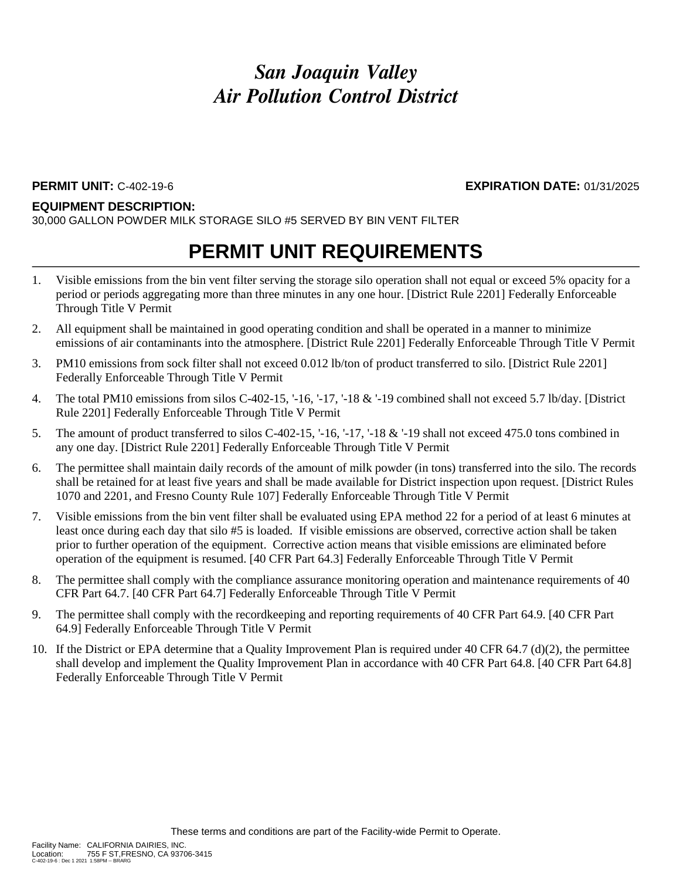# *San Joaquin Valley Air Pollution Control District*

**PERMIT UNIT:** C-402-19-6 **EXPIRATION DATE:** 01/31/2025

**EQUIPMENT DESCRIPTION:**
30,000 GALLON POWDER MILK STORAGE SILO #5 SERVED BY BIN VENT FILTER

## PERMIT UNIT REQUIREMENTS

1. Visible emissions from the bin vent filter serving the storage silo operation shall not equal or exceed 5% opacity for a period or periods aggregating more than three minutes in any one hour. [District Rule 2201] Federally Enforceable Through Title V Permit
2. All equipment shall be maintained in good operating condition and shall be operated in a manner to minimize emissions of air contaminants into the atmosphere. [District Rule 2201] Federally Enforceable Through Title V Permit
3. PM10 emissions from sock filter shall not exceed 0.012 lb/ton of product transferred to silo. [District Rule 2201] Federally Enforceable Through Title V Permit
4. The total PM10 emissions from silos C-402-15, '-16, '-17, '-18 & '-19 combined shall not exceed 5.7 lb/day. [District Rule 2201] Federally Enforceable Through Title V Permit
5. The amount of product transferred to silos C-402-15, '-16, '-17, '-18 & '-19 shall not exceed 475.0 tons combined in any one day. [District Rule 2201] Federally Enforceable Through Title V Permit
6. The permittee shall maintain daily records of the amount of milk powder (in tons) transferred into the silo. The records shall be retained for at least five years and shall be made available for District inspection upon request. [District Rules 1070 and 2201, and Fresno County Rule 107] Federally Enforceable Through Title V Permit
7. Visible emissions from the bin vent filter shall be evaluated using EPA method 22 for a period of at least 6 minutes at least once during each day that silo #5 is loaded. If visible emissions are observed, corrective action shall be taken prior to further operation of the equipment. Corrective action means that visible emissions are eliminated before operation of the equipment is resumed. [40 CFR Part 64.3] Federally Enforceable Through Title V Permit
8. The permittee shall comply with the compliance assurance monitoring operation and maintenance requirements of 40 CFR Part 64.7. [40 CFR Part 64.7] Federally Enforceable Through Title V Permit
9. The permittee shall comply with the recordkeeping and reporting requirements of 40 CFR Part 64.9. [40 CFR Part 64.9] Federally Enforceable Through Title V Permit
10. If the District or EPA determine that a Quality Improvement Plan is required under 40 CFR 64.7 (d)(2), the permittee shall develop and implement the Quality Improvement Plan in accordance with 40 CFR Part 64.8. [40 CFR Part 64.8] Federally Enforceable Through Title V Permit

These terms and conditions are part of the Facility-wide Permit to Operate.

Facility Name: CALIFORNIA DAIRIES, INC.
Location: 755 F ST,FRESNO, CA 93706-3415
C-402-19-6 : Dec 1 2021 1:58PM -- BRARG